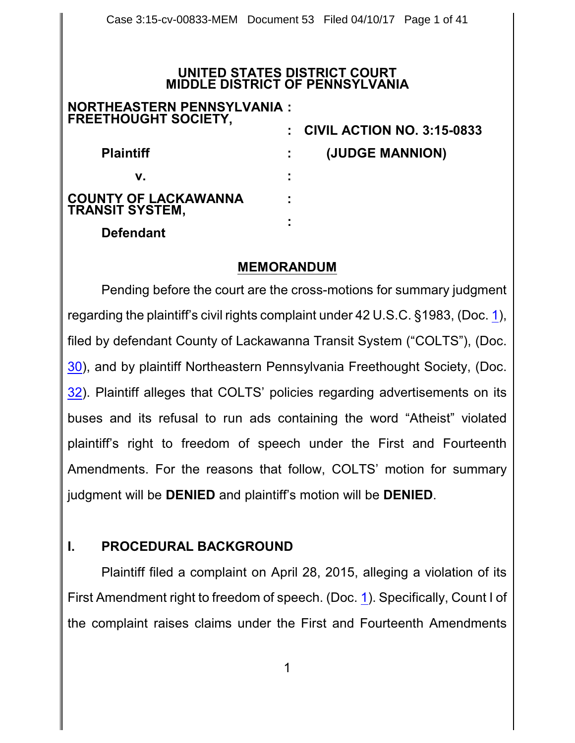**UNITED STATES DISTRICT COURT**
**MIDDLE DISTRICT OF PENNSYLVANIA**

**NORTHEASTERN PENNSYLVANIA FREETHOUGHT SOCIETY,** :
: **CIVIL ACTION NO. 3:15-0833**
**Plaintiff** : **(JUDGE MANNION)**
**v.** :
**COUNTY OF LACKAWANNA TRANSIT SYSTEM,** :
:
**Defendant**

## MEMORANDUM

Pending before the court are the cross-motions for summary judgment regarding the plaintiff's civil rights complaint under 42 U.S.C. §1983, (Doc. 1), filed by defendant County of Lackawanna Transit System ("COLTS"), (Doc. 30), and by plaintiff Northeastern Pennsylvania Freethought Society, (Doc. 32). Plaintiff alleges that COLTS' policies regarding advertisements on its buses and its refusal to run ads containing the word "Atheist" violated plaintiff's right to freedom of speech under the First and Fourteenth Amendments. For the reasons that follow, COLTS' motion for summary judgment will be **DENIED** and plaintiff's motion will be **DENIED**.

## I. PROCEDURAL BACKGROUND

Plaintiff filed a complaint on April 28, 2015, alleging a violation of its First Amendment right to freedom of speech. (Doc. 1). Specifically, Count I of the complaint raises claims under the First and Fourteenth Amendments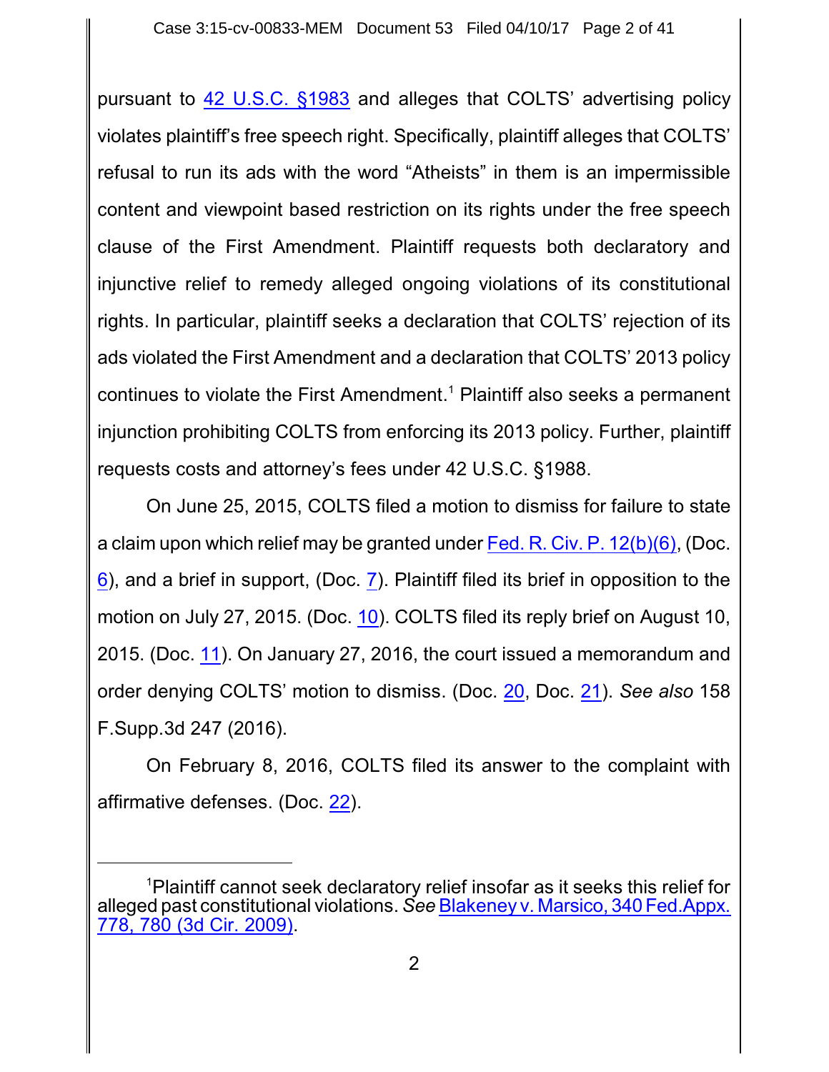pursuant to 42 U.S.C. §1983 and alleges that COLTS' advertising policy violates plaintiff's free speech right. Specifically, plaintiff alleges that COLTS' refusal to run its ads with the word "Atheists" in them is an impermissible content and viewpoint based restriction on its rights under the free speech clause of the First Amendment. Plaintiff requests both declaratory and injunctive relief to remedy alleged ongoing violations of its constitutional rights. In particular, plaintiff seeks a declaration that COLTS' rejection of its ads violated the First Amendment and a declaration that COLTS' 2013 policy continues to violate the First Amendment.[1] Plaintiff also seeks a permanent injunction prohibiting COLTS from enforcing its 2013 policy. Further, plaintiff requests costs and attorney's fees under 42 U.S.C. §1988.

On June 25, 2015, COLTS filed a motion to dismiss for failure to state a claim upon which relief may be granted under Fed. R. Civ. P. 12(b)(6), (Doc. 6), and a brief in support, (Doc. 7). Plaintiff filed its brief in opposition to the motion on July 27, 2015. (Doc. 10). COLTS filed its reply brief on August 10, 2015. (Doc. 11). On January 27, 2016, the court issued a memorandum and order denying COLTS' motion to dismiss. (Doc. 20, Doc. 21). *See also* 158 F.Supp.3d 247 (2016).

On February 8, 2016, COLTS filed its answer to the complaint with affirmative defenses. (Doc. 22).

---

[1]Plaintiff cannot seek declaratory relief insofar as it seeks this relief for alleged past constitutional violations. *See* Blakeney v. Marsico, 340 Fed.Appx. 778, 780 (3d Cir. 2009).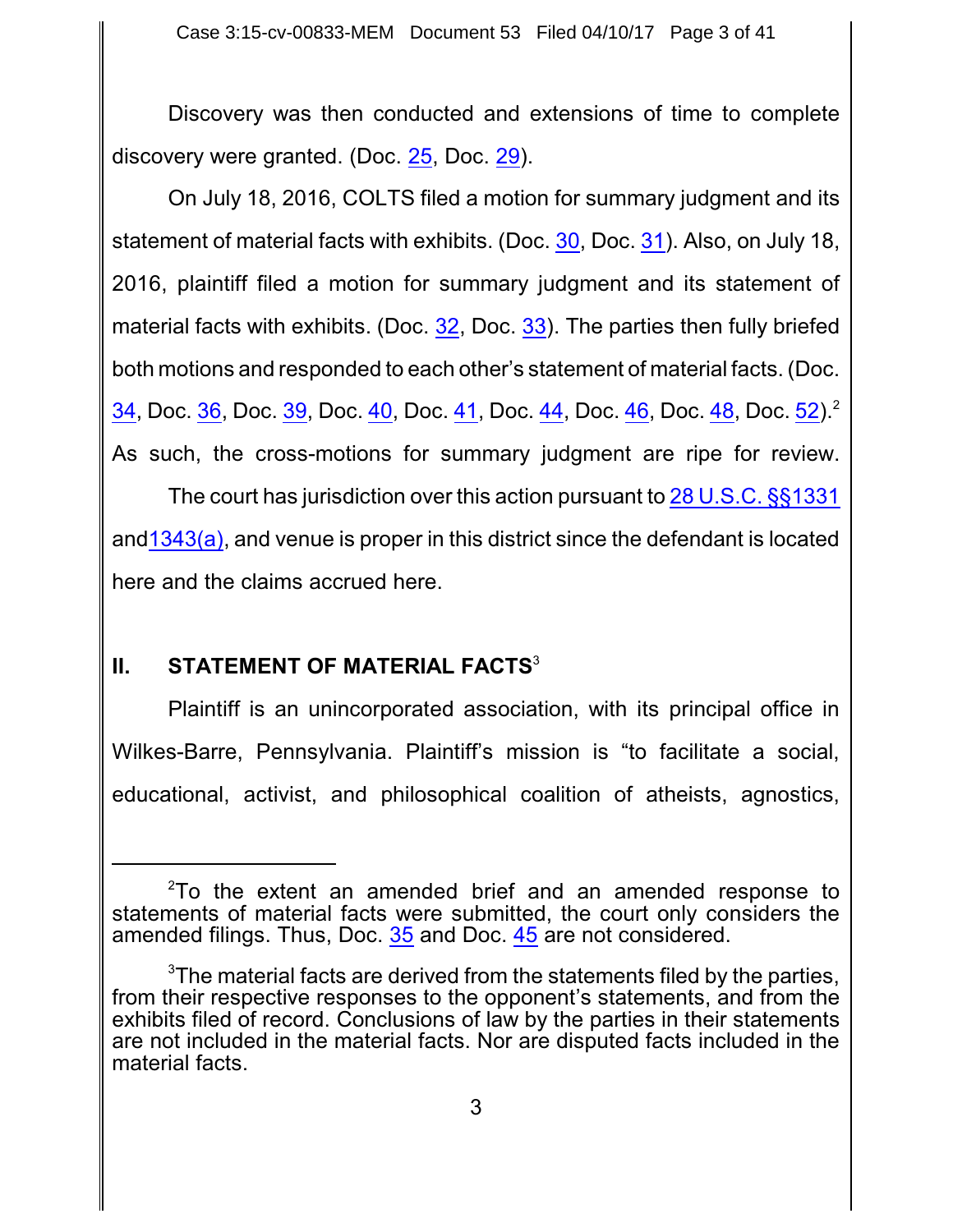Discovery was then conducted and extensions of time to complete discovery were granted. (Doc. 25, Doc. 29).

On July 18, 2016, COLTS filed a motion for summary judgment and its statement of material facts with exhibits. (Doc. 30, Doc. 31). Also, on July 18, 2016, plaintiff filed a motion for summary judgment and its statement of material facts with exhibits. (Doc. 32, Doc. 33). The parties then fully briefed both motions and responded to each other's statement of material facts. (Doc. 34, Doc. 36, Doc. 39, Doc. 40, Doc. 41, Doc. 44, Doc. 46, Doc. 48, Doc. 52).[2] As such, the cross-motions for summary judgment are ripe for review.

The court has jurisdiction over this action pursuant to 28 U.S.C. §§1331 and1343(a), and venue is proper in this district since the defendant is located here and the claims accrued here.

## II. STATEMENT OF MATERIAL FACTS[3]

Plaintiff is an unincorporated association, with its principal office in Wilkes-Barre, Pennsylvania. Plaintiff's mission is "to facilitate a social, educational, activist, and philosophical coalition of atheists, agnostics,

---

[2]To the extent an amended brief and an amended response to statements of material facts were submitted, the court only considers the amended filings. Thus, Doc. 35 and Doc. 45 are not considered.

[3]The material facts are derived from the statements filed by the parties, from their respective responses to the opponent's statements, and from the exhibits filed of record. Conclusions of law by the parties in their statements are not included in the material facts. Nor are disputed facts included in the material facts.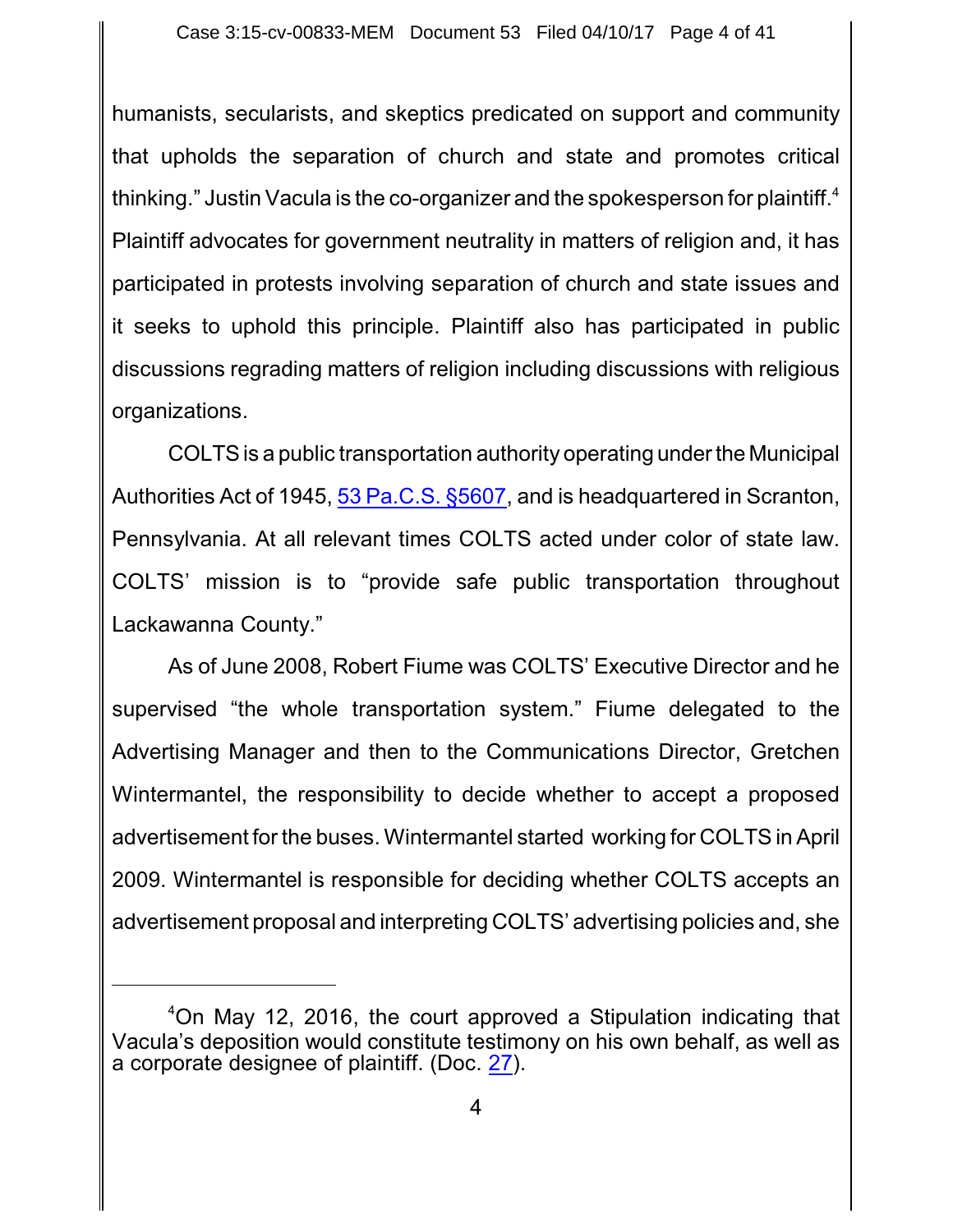humanists, secularists, and skeptics predicated on support and community that upholds the separation of church and state and promotes critical thinking." Justin Vacula is the co-organizer and the spokesperson for plaintiff.[4] Plaintiff advocates for government neutrality in matters of religion and, it has participated in protests involving separation of church and state issues and it seeks to uphold this principle. Plaintiff also has participated in public discussions regrading matters of religion including discussions with religious organizations.

COLTS is a public transportation authority operating under the Municipal Authorities Act of 1945, 53 Pa.C.S. §5607, and is headquartered in Scranton, Pennsylvania. At all relevant times COLTS acted under color of state law. COLTS' mission is to "provide safe public transportation throughout Lackawanna County."

As of June 2008, Robert Fiume was COLTS' Executive Director and he supervised "the whole transportation system." Fiume delegated to the Advertising Manager and then to the Communications Director, Gretchen Wintermantel, the responsibility to decide whether to accept a proposed advertisement for the buses. Wintermantel started working for COLTS in April 2009. Wintermantel is responsible for deciding whether COLTS accepts an advertisement proposal and interpreting COLTS' advertising policies and, she

---

[4]On May 12, 2016, the court approved a Stipulation indicating that Vacula's deposition would constitute testimony on his own behalf, as well as a corporate designee of plaintiff. (Doc. 27).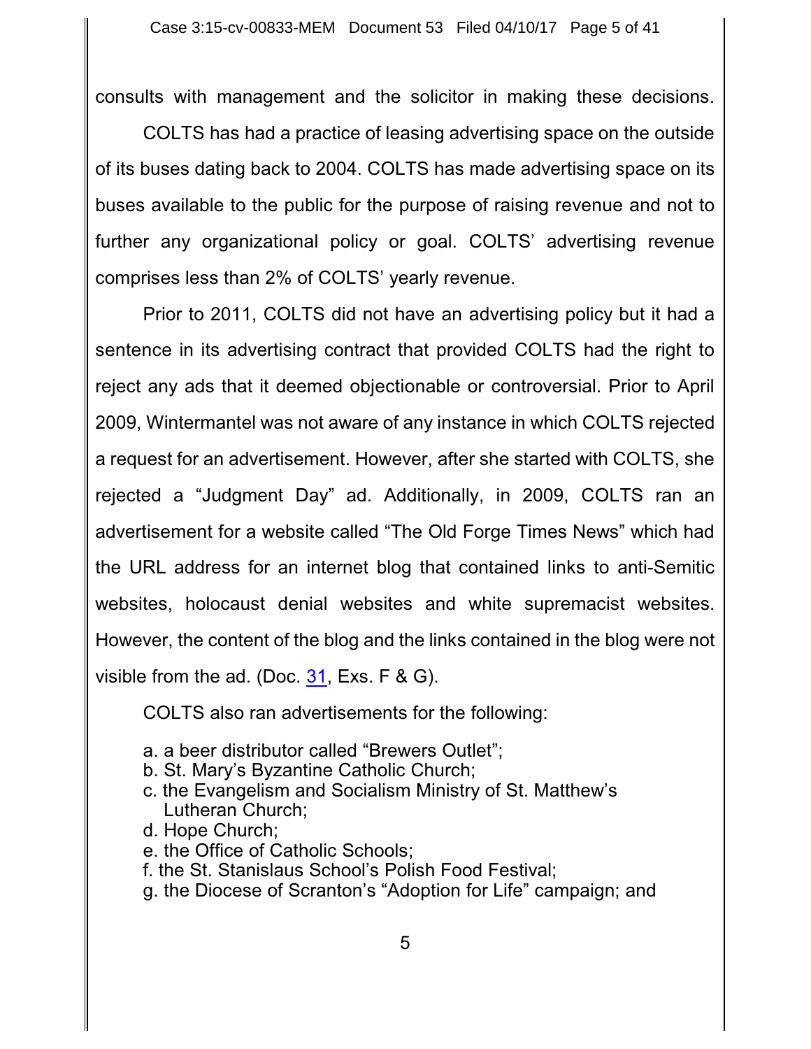consults with management and the solicitor in making these decisions.

COLTS has had a practice of leasing advertising space on the outside of its buses dating back to 2004. COLTS has made advertising space on its buses available to the public for the purpose of raising revenue and not to further any organizational policy or goal. COLTS' advertising revenue comprises less than 2% of COLTS' yearly revenue.

Prior to 2011, COLTS did not have an advertising policy but it had a sentence in its advertising contract that provided COLTS had the right to reject any ads that it deemed objectionable or controversial. Prior to April 2009, Wintermantel was not aware of any instance in which COLTS rejected a request for an advertisement. However, after she started with COLTS, she rejected a "Judgment Day" ad. Additionally, in 2009, COLTS ran an advertisement for a website called "The Old Forge Times News" which had the URL address for an internet blog that contained links to anti-Semitic websites, holocaust denial websites and white supremacist websites. However, the content of the blog and the links contained in the blog were not visible from the ad. (Doc. 31, Exs. F & G).

COLTS also ran advertisements for the following:

a. a beer distributor called "Brewers Outlet";
b. St. Mary's Byzantine Catholic Church;
c. the Evangelism and Socialism Ministry of St. Matthew's Lutheran Church;
d. Hope Church;
e. the Office of Catholic Schools;
f. the St. Stanislaus School's Polish Food Festival;
g. the Diocese of Scranton's "Adoption for Life" campaign; and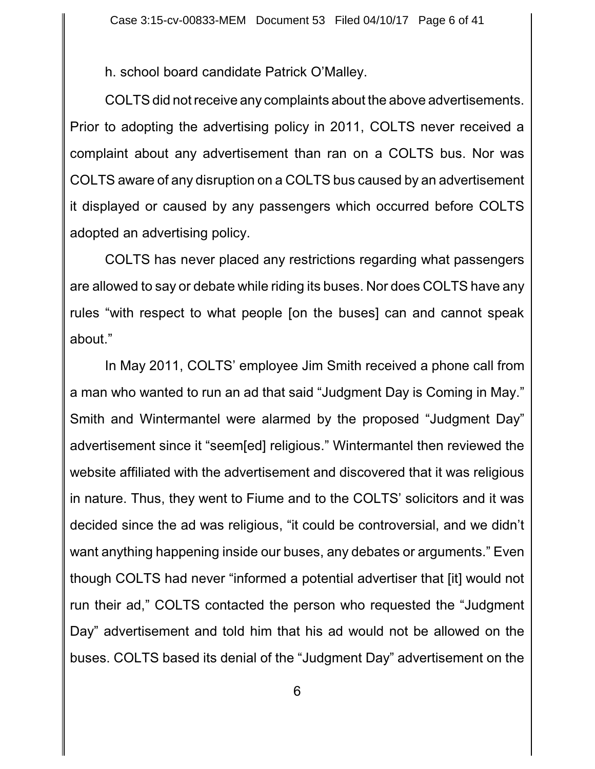h. school board candidate Patrick O'Malley.

COLTS did not receive any complaints about the above advertisements. Prior to adopting the advertising policy in 2011, COLTS never received a complaint about any advertisement than ran on a COLTS bus. Nor was COLTS aware of any disruption on a COLTS bus caused by an advertisement it displayed or caused by any passengers which occurred before COLTS adopted an advertising policy.

COLTS has never placed any restrictions regarding what passengers are allowed to say or debate while riding its buses. Nor does COLTS have any rules "with respect to what people [on the buses] can and cannot speak about."

In May 2011, COLTS' employee Jim Smith received a phone call from a man who wanted to run an ad that said "Judgment Day is Coming in May." Smith and Wintermantel were alarmed by the proposed "Judgment Day" advertisement since it "seem[ed] religious." Wintermantel then reviewed the website affiliated with the advertisement and discovered that it was religious in nature. Thus, they went to Fiume and to the COLTS' solicitors and it was decided since the ad was religious, "it could be controversial, and we didn't want anything happening inside our buses, any debates or arguments." Even though COLTS had never "informed a potential advertiser that [it] would not run their ad," COLTS contacted the person who requested the "Judgment Day" advertisement and told him that his ad would not be allowed on the buses. COLTS based its denial of the "Judgment Day" advertisement on the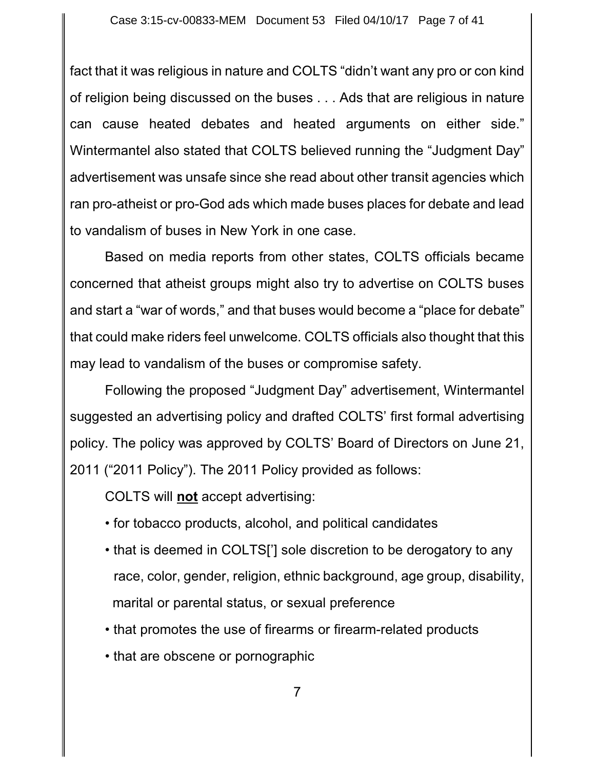fact that it was religious in nature and COLTS "didn't want any pro or con kind of religion being discussed on the buses . . . Ads that are religious in nature can cause heated debates and heated arguments on either side." Wintermantel also stated that COLTS believed running the "Judgment Day" advertisement was unsafe since she read about other transit agencies which ran pro-atheist or pro-God ads which made buses places for debate and lead to vandalism of buses in New York in one case.

Based on media reports from other states, COLTS officials became concerned that atheist groups might also try to advertise on COLTS buses and start a "war of words," and that buses would become a "place for debate" that could make riders feel unwelcome. COLTS officials also thought that this may lead to vandalism of the buses or compromise safety.

Following the proposed "Judgment Day" advertisement, Wintermantel suggested an advertising policy and drafted COLTS' first formal advertising policy. The policy was approved by COLTS' Board of Directors on June 21, 2011 ("2011 Policy"). The 2011 Policy provided as follows:

COLTS will **not** accept advertising:

- for tobacco products, alcohol, and political candidates
- that is deemed in COLTS['] sole discretion to be derogatory to any race, color, gender, religion, ethnic background, age group, disability, marital or parental status, or sexual preference
- that promotes the use of firearms or firearm-related products
- that are obscene or pornographic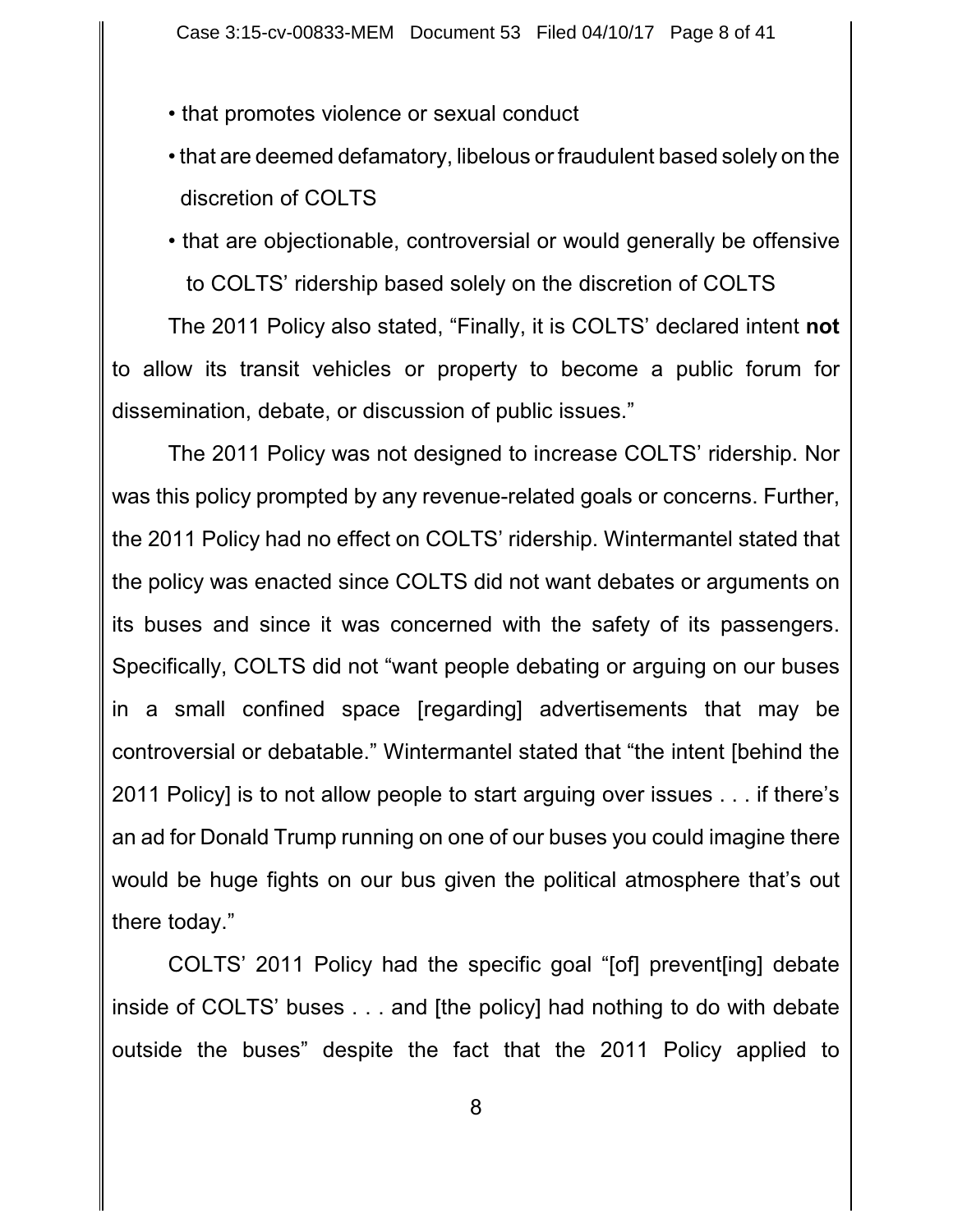- that promotes violence or sexual conduct
- that are deemed defamatory, libelous or fraudulent based solely on the discretion of COLTS
- that are objectionable, controversial or would generally be offensive to COLTS' ridership based solely on the discretion of COLTS

The 2011 Policy also stated, "Finally, it is COLTS' declared intent **not** to allow its transit vehicles or property to become a public forum for dissemination, debate, or discussion of public issues."

The 2011 Policy was not designed to increase COLTS' ridership. Nor was this policy prompted by any revenue-related goals or concerns. Further, the 2011 Policy had no effect on COLTS' ridership. Wintermantel stated that the policy was enacted since COLTS did not want debates or arguments on its buses and since it was concerned with the safety of its passengers. Specifically, COLTS did not "want people debating or arguing on our buses in a small confined space [regarding] advertisements that may be controversial or debatable." Wintermantel stated that "the intent [behind the 2011 Policy] is to not allow people to start arguing over issues . . . if there's an ad for Donald Trump running on one of our buses you could imagine there would be huge fights on our bus given the political atmosphere that's out there today."

COLTS' 2011 Policy had the specific goal "[of] prevent[ing] debate inside of COLTS' buses . . . and [the policy] had nothing to do with debate outside the buses" despite the fact that the 2011 Policy applied to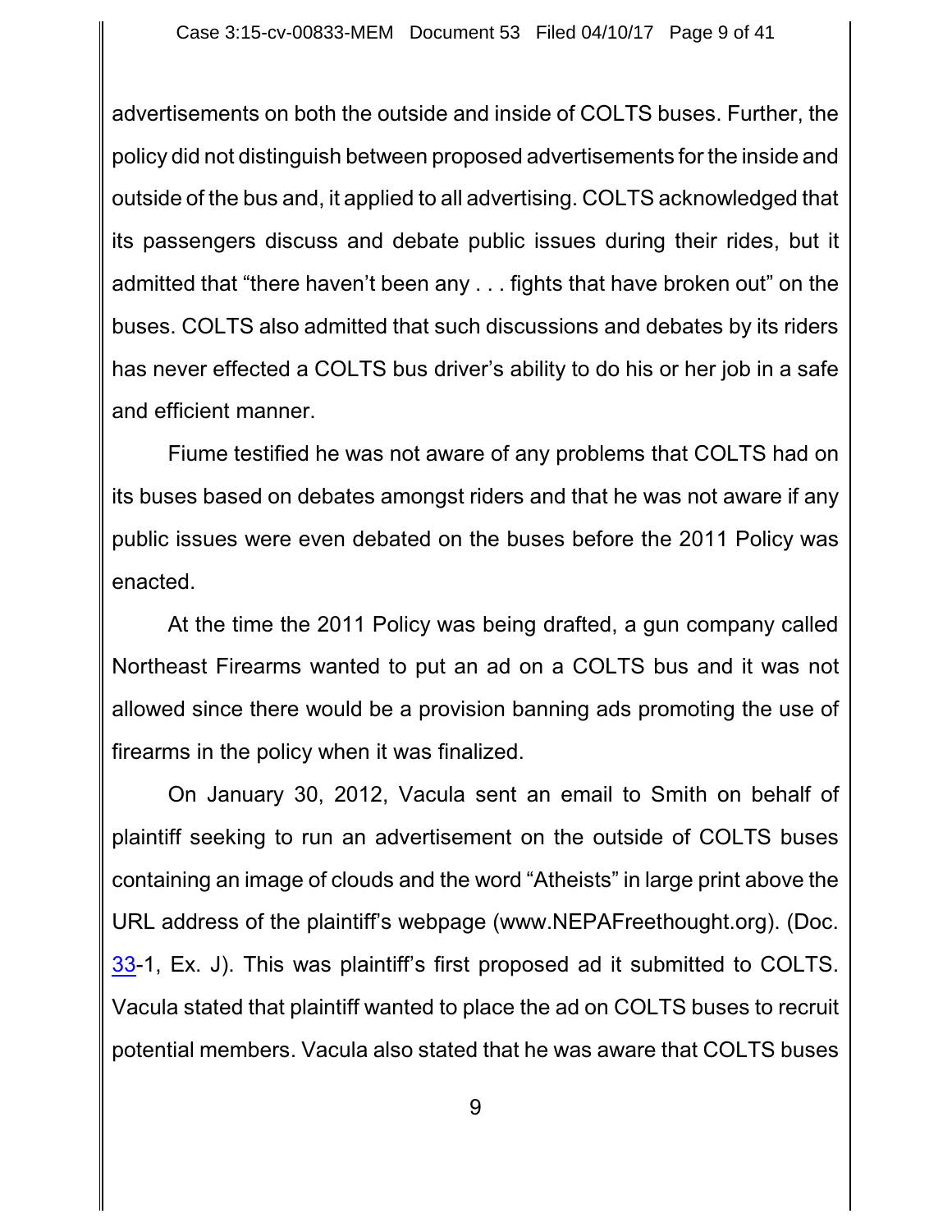advertisements on both the outside and inside of COLTS buses. Further, the policy did not distinguish between proposed advertisements for the inside and outside of the bus and, it applied to all advertising. COLTS acknowledged that its passengers discuss and debate public issues during their rides, but it admitted that "there haven't been any . . . fights that have broken out" on the buses. COLTS also admitted that such discussions and debates by its riders has never effected a COLTS bus driver's ability to do his or her job in a safe and efficient manner.

Fiume testified he was not aware of any problems that COLTS had on its buses based on debates amongst riders and that he was not aware if any public issues were even debated on the buses before the 2011 Policy was enacted.

At the time the 2011 Policy was being drafted, a gun company called Northeast Firearms wanted to put an ad on a COLTS bus and it was not allowed since there would be a provision banning ads promoting the use of firearms in the policy when it was finalized.

On January 30, 2012, Vacula sent an email to Smith on behalf of plaintiff seeking to run an advertisement on the outside of COLTS buses containing an image of clouds and the word "Atheists" in large print above the URL address of the plaintiff's webpage (www.NEPAFreethought.org). (Doc. 33-1, Ex. J). This was plaintiff's first proposed ad it submitted to COLTS. Vacula stated that plaintiff wanted to place the ad on COLTS buses to recruit potential members. Vacula also stated that he was aware that COLTS buses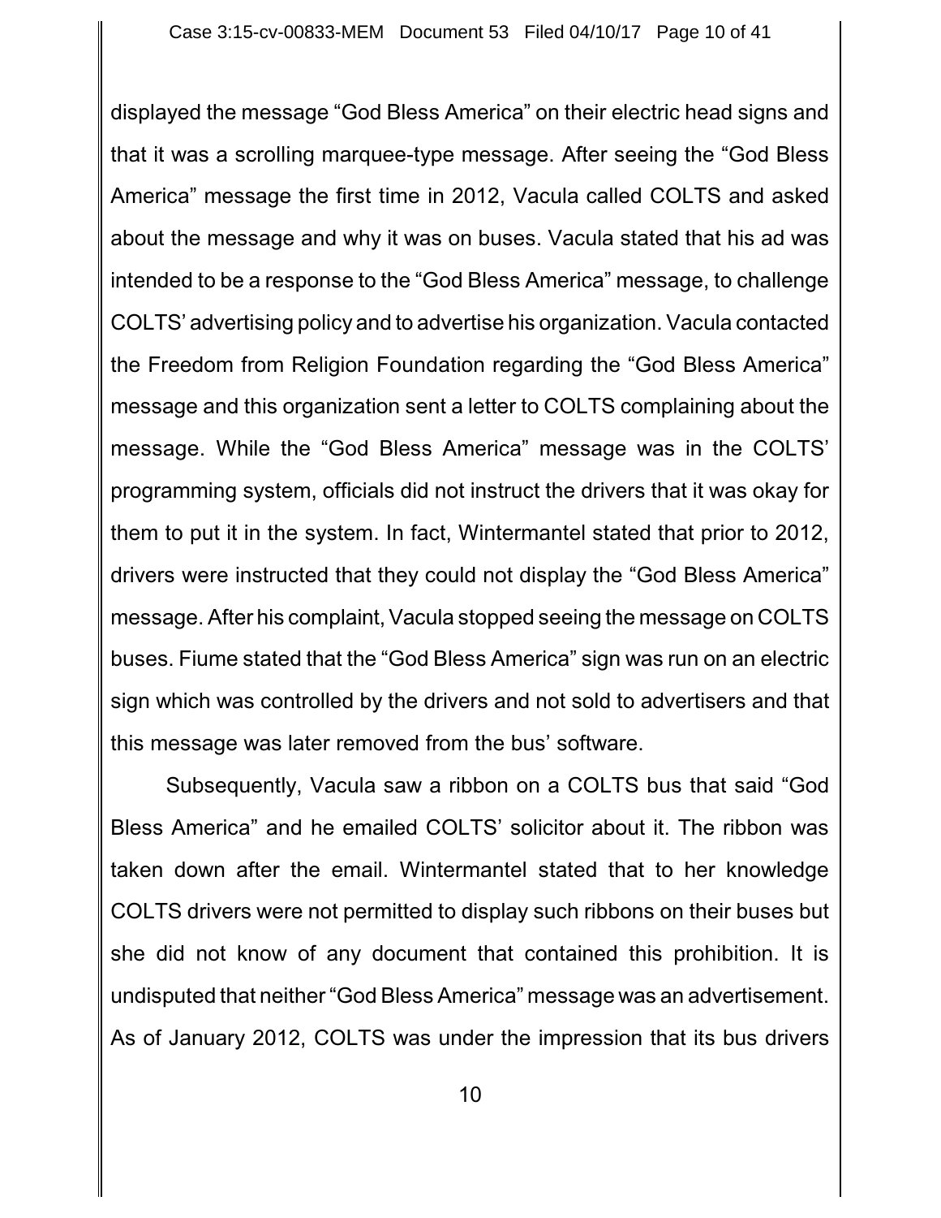displayed the message "God Bless America" on their electric head signs and that it was a scrolling marquee-type message. After seeing the "God Bless America" message the first time in 2012, Vacula called COLTS and asked about the message and why it was on buses. Vacula stated that his ad was intended to be a response to the "God Bless America" message, to challenge COLTS' advertising policy and to advertise his organization. Vacula contacted the Freedom from Religion Foundation regarding the "God Bless America" message and this organization sent a letter to COLTS complaining about the message. While the "God Bless America" message was in the COLTS' programming system, officials did not instruct the drivers that it was okay for them to put it in the system. In fact, Wintermantel stated that prior to 2012, drivers were instructed that they could not display the "God Bless America" message. After his complaint, Vacula stopped seeing the message on COLTS buses. Fiume stated that the "God Bless America" sign was run on an electric sign which was controlled by the drivers and not sold to advertisers and that this message was later removed from the bus' software.

Subsequently, Vacula saw a ribbon on a COLTS bus that said "God Bless America" and he emailed COLTS' solicitor about it. The ribbon was taken down after the email. Wintermantel stated that to her knowledge COLTS drivers were not permitted to display such ribbons on their buses but she did not know of any document that contained this prohibition. It is undisputed that neither "God Bless America" message was an advertisement. As of January 2012, COLTS was under the impression that its bus drivers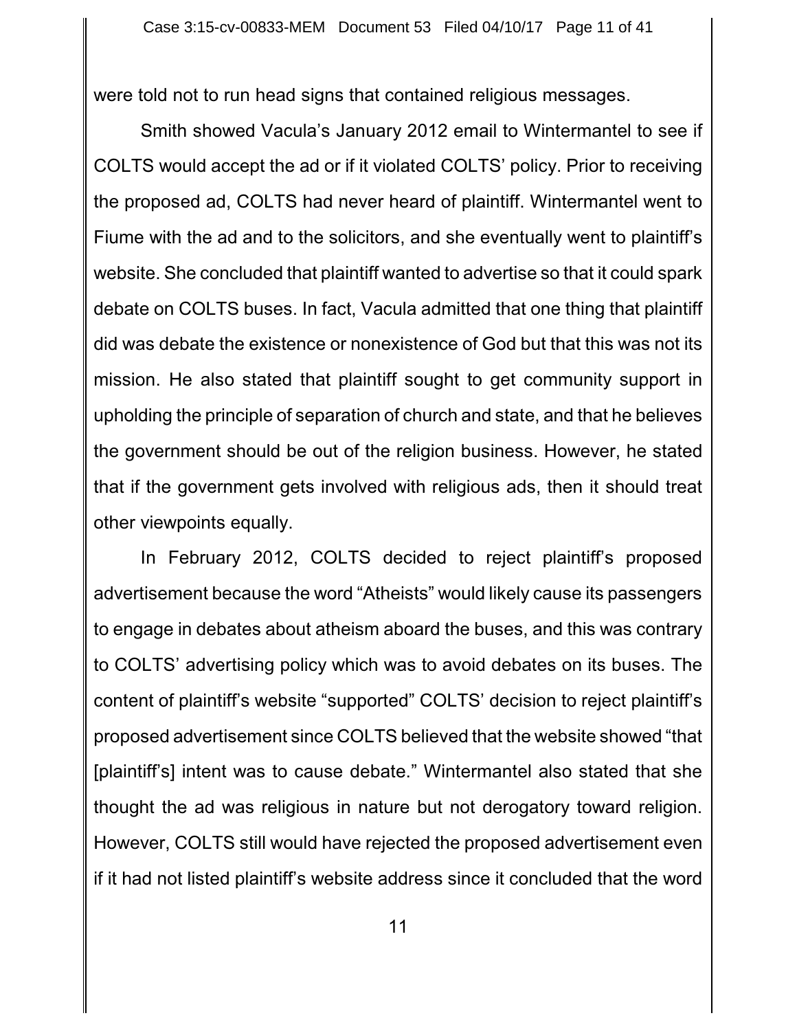were told not to run head signs that contained religious messages.

Smith showed Vacula's January 2012 email to Wintermantel to see if COLTS would accept the ad or if it violated COLTS' policy. Prior to receiving the proposed ad, COLTS had never heard of plaintiff. Wintermantel went to Fiume with the ad and to the solicitors, and she eventually went to plaintiff's website. She concluded that plaintiff wanted to advertise so that it could spark debate on COLTS buses. In fact, Vacula admitted that one thing that plaintiff did was debate the existence or nonexistence of God but that this was not its mission. He also stated that plaintiff sought to get community support in upholding the principle of separation of church and state, and that he believes the government should be out of the religion business. However, he stated that if the government gets involved with religious ads, then it should treat other viewpoints equally.

In February 2012, COLTS decided to reject plaintiff's proposed advertisement because the word "Atheists" would likely cause its passengers to engage in debates about atheism aboard the buses, and this was contrary to COLTS' advertising policy which was to avoid debates on its buses. The content of plaintiff's website "supported" COLTS' decision to reject plaintiff's proposed advertisement since COLTS believed that the website showed "that [plaintiff's] intent was to cause debate." Wintermantel also stated that she thought the ad was religious in nature but not derogatory toward religion. However, COLTS still would have rejected the proposed advertisement even if it had not listed plaintiff's website address since it concluded that the word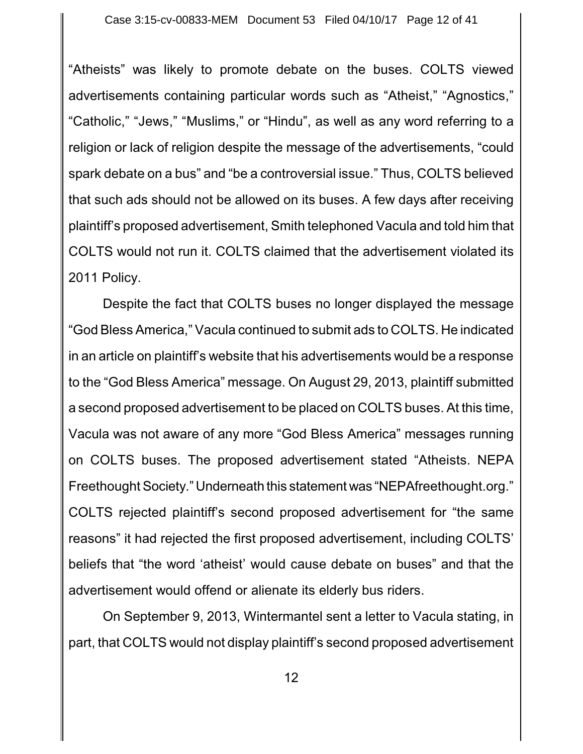"Atheists" was likely to promote debate on the buses. COLTS viewed advertisements containing particular words such as "Atheist," "Agnostics," "Catholic," "Jews," "Muslims," or "Hindu", as well as any word referring to a religion or lack of religion despite the message of the advertisements, "could spark debate on a bus" and "be a controversial issue." Thus, COLTS believed that such ads should not be allowed on its buses. A few days after receiving plaintiff's proposed advertisement, Smith telephoned Vacula and told him that COLTS would not run it. COLTS claimed that the advertisement violated its 2011 Policy.

Despite the fact that COLTS buses no longer displayed the message "God Bless America," Vacula continued to submit ads to COLTS. He indicated in an article on plaintiff's website that his advertisements would be a response to the "God Bless America" message. On August 29, 2013, plaintiff submitted a second proposed advertisement to be placed on COLTS buses. At this time, Vacula was not aware of any more "God Bless America" messages running on COLTS buses. The proposed advertisement stated "Atheists. NEPA Freethought Society." Underneath this statement was "NEPAfreethought.org." COLTS rejected plaintiff's second proposed advertisement for "the same reasons" it had rejected the first proposed advertisement, including COLTS' beliefs that "the word 'atheist' would cause debate on buses" and that the advertisement would offend or alienate its elderly bus riders.

On September 9, 2013, Wintermantel sent a letter to Vacula stating, in part, that COLTS would not display plaintiff's second proposed advertisement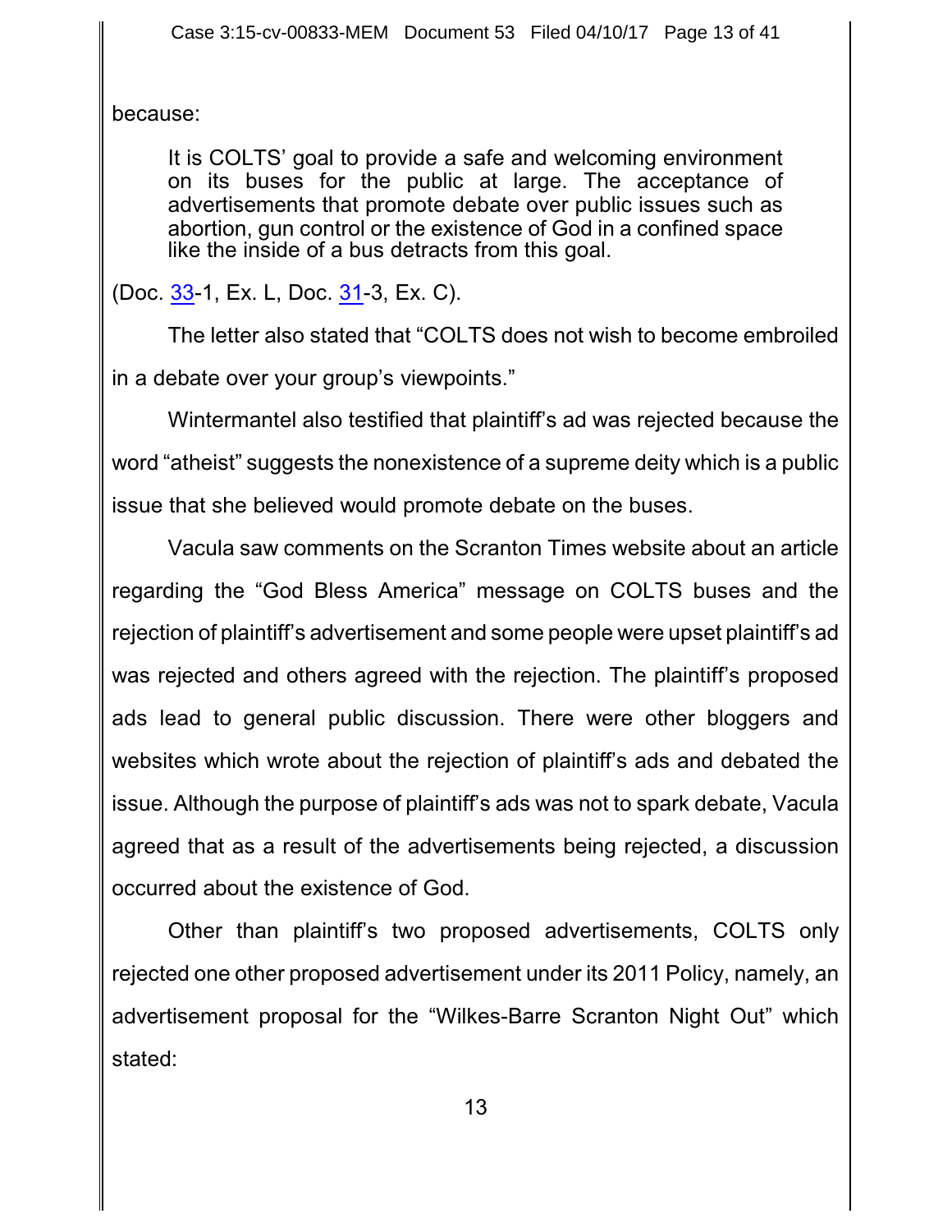because:

> It is COLTS' goal to provide a safe and welcoming environment on its buses for the public at large. The acceptance of advertisements that promote debate over public issues such as abortion, gun control or the existence of God in a confined space like the inside of a bus detracts from this goal.

(Doc. 33-1, Ex. L, Doc. 31-3, Ex. C).

The letter also stated that "COLTS does not wish to become embroiled in a debate over your group's viewpoints."

Wintermantel also testified that plaintiff's ad was rejected because the word "atheist" suggests the nonexistence of a supreme deity which is a public issue that she believed would promote debate on the buses.

Vacula saw comments on the Scranton Times website about an article regarding the "God Bless America" message on COLTS buses and the rejection of plaintiff's advertisement and some people were upset plaintiff's ad was rejected and others agreed with the rejection. The plaintiff's proposed ads lead to general public discussion. There were other bloggers and websites which wrote about the rejection of plaintiff's ads and debated the issue. Although the purpose of plaintiff's ads was not to spark debate, Vacula agreed that as a result of the advertisements being rejected, a discussion occurred about the existence of God.

Other than plaintiff's two proposed advertisements, COLTS only rejected one other proposed advertisement under its 2011 Policy, namely, an advertisement proposal for the "Wilkes-Barre Scranton Night Out" which stated: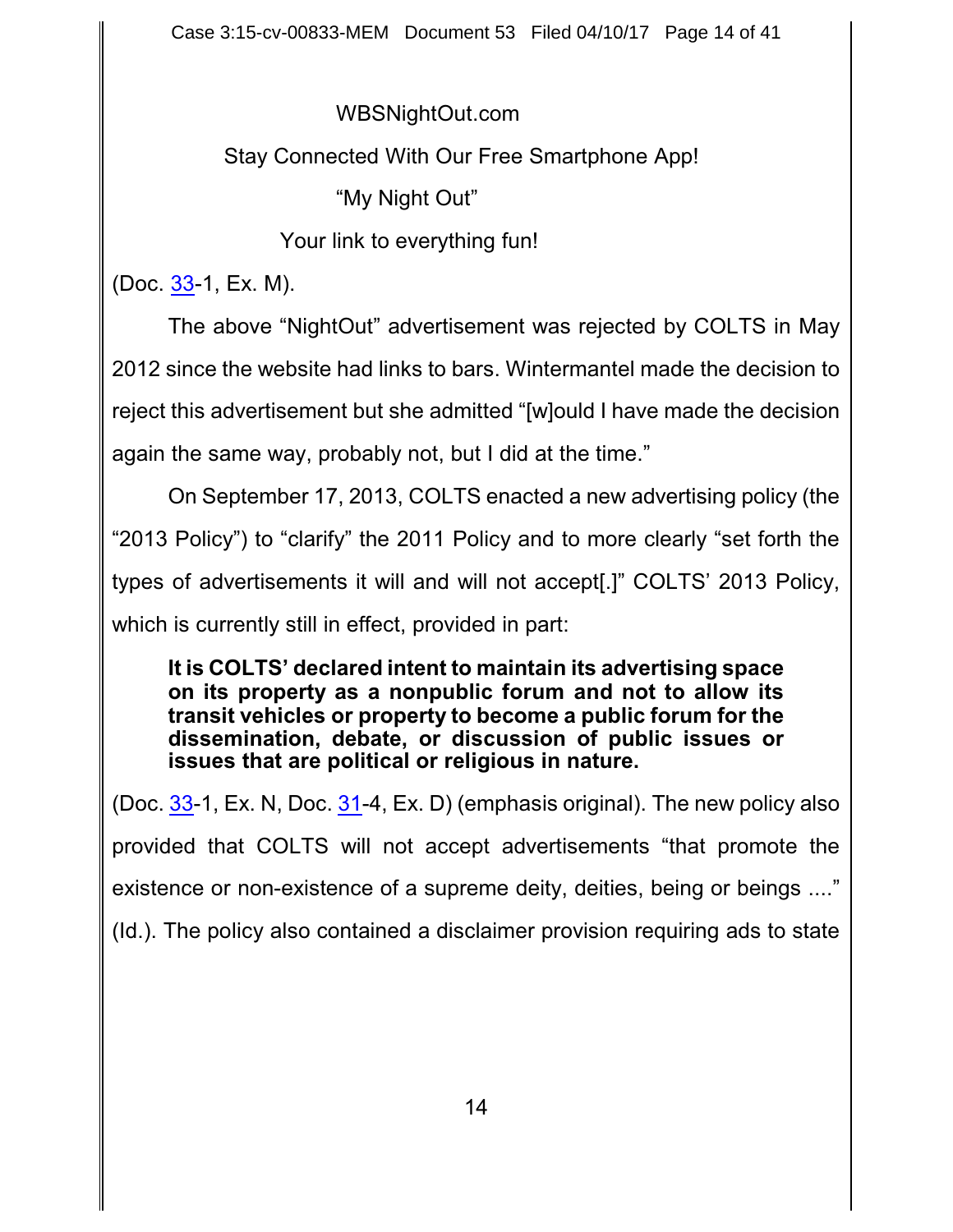WBSNightOut.com

Stay Connected With Our Free Smartphone App!

"My Night Out"

Your link to everything fun!

(Doc. 33-1, Ex. M).

The above "NightOut" advertisement was rejected by COLTS in May 2012 since the website had links to bars. Wintermantel made the decision to reject this advertisement but she admitted "[w]ould I have made the decision again the same way, probably not, but I did at the time."

On September 17, 2013, COLTS enacted a new advertising policy (the "2013 Policy") to "clarify" the 2011 Policy and to more clearly "set forth the types of advertisements it will and will not accept[.]" COLTS' 2013 Policy, which is currently still in effect, provided in part:

> **It is COLTS' declared intent to maintain its advertising space on its property as a nonpublic forum and not to allow its transit vehicles or property to become a public forum for the dissemination, debate, or discussion of public issues or issues that are political or religious in nature.**

(Doc. 33-1, Ex. N, Doc. 31-4, Ex. D) (emphasis original). The new policy also provided that COLTS will not accept advertisements "that promote the existence or non-existence of a supreme deity, deities, being or beings ...." (Id.). The policy also contained a disclaimer provision requiring ads to state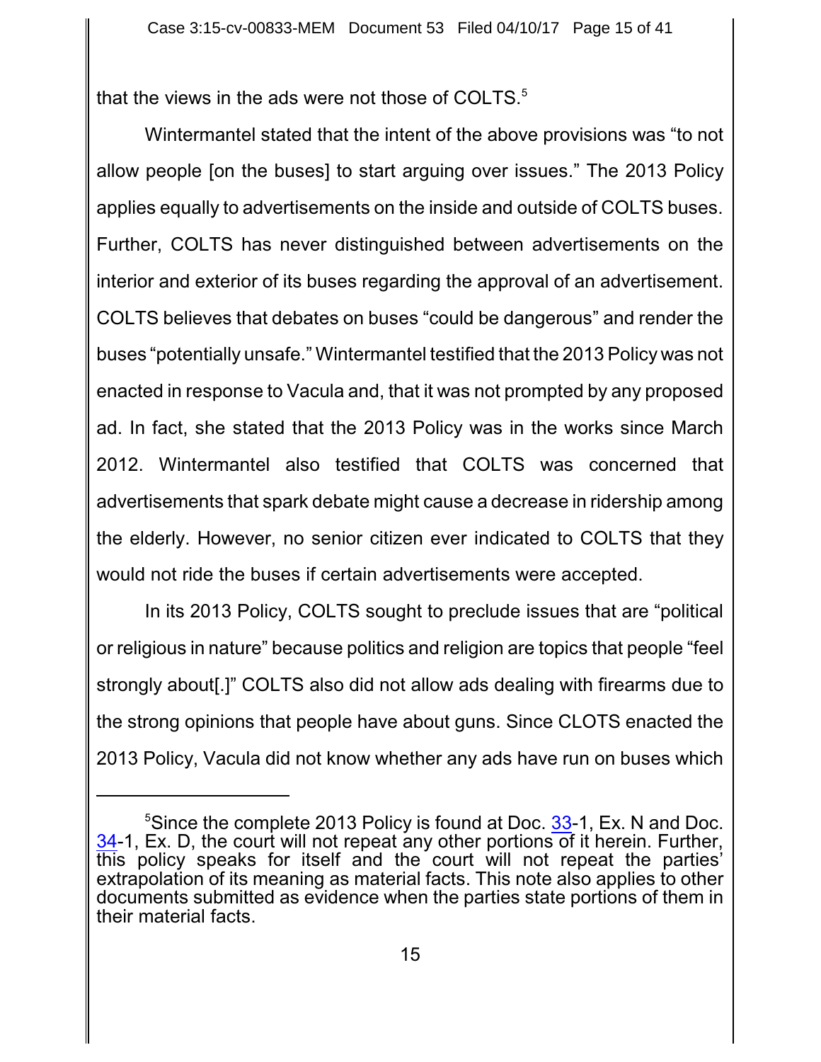that the views in the ads were not those of COLTS.[5]

Wintermantel stated that the intent of the above provisions was "to not allow people [on the buses] to start arguing over issues." The 2013 Policy applies equally to advertisements on the inside and outside of COLTS buses. Further, COLTS has never distinguished between advertisements on the interior and exterior of its buses regarding the approval of an advertisement. COLTS believes that debates on buses "could be dangerous" and render the buses "potentially unsafe." Wintermantel testified that the 2013 Policy was not enacted in response to Vacula and, that it was not prompted by any proposed ad. In fact, she stated that the 2013 Policy was in the works since March 2012. Wintermantel also testified that COLTS was concerned that advertisements that spark debate might cause a decrease in ridership among the elderly. However, no senior citizen ever indicated to COLTS that they would not ride the buses if certain advertisements were accepted.

In its 2013 Policy, COLTS sought to preclude issues that are "political or religious in nature" because politics and religion are topics that people "feel strongly about[.]" COLTS also did not allow ads dealing with firearms due to the strong opinions that people have about guns. Since CLOTS enacted the 2013 Policy, Vacula did not know whether any ads have run on buses which

---

[5]Since the complete 2013 Policy is found at Doc. 33-1, Ex. N and Doc. 34-1, Ex. D, the court will not repeat any other portions of it herein. Further, this policy speaks for itself and the court will not repeat the parties' extrapolation of its meaning as material facts. This note also applies to other documents submitted as evidence when the parties state portions of them in their material facts.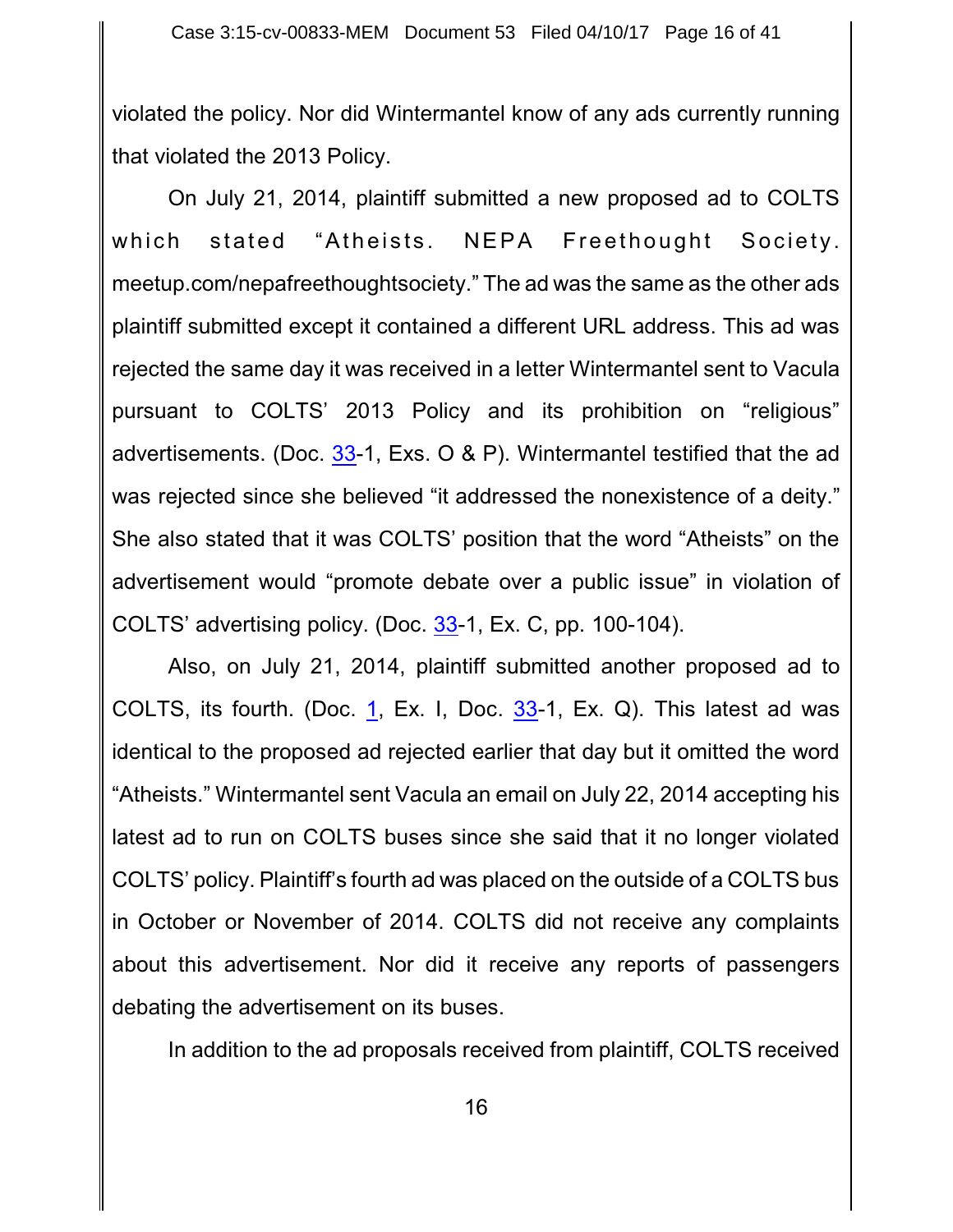violated the policy. Nor did Wintermantel know of any ads currently running that violated the 2013 Policy.

On July 21, 2014, plaintiff submitted a new proposed ad to COLTS which stated "Atheists. NEPA Freethought Society. meetup.com/nepafreethoughtsociety." The ad was the same as the other ads plaintiff submitted except it contained a different URL address. This ad was rejected the same day it was received in a letter Wintermantel sent to Vacula pursuant to COLTS' 2013 Policy and its prohibition on "religious" advertisements. (Doc. 33-1, Exs. O & P). Wintermantel testified that the ad was rejected since she believed "it addressed the nonexistence of a deity." She also stated that it was COLTS' position that the word "Atheists" on the advertisement would "promote debate over a public issue" in violation of COLTS' advertising policy. (Doc. 33-1, Ex. C, pp. 100-104).

Also, on July 21, 2014, plaintiff submitted another proposed ad to COLTS, its fourth. (Doc. 1, Ex. I, Doc. 33-1, Ex. Q). This latest ad was identical to the proposed ad rejected earlier that day but it omitted the word "Atheists." Wintermantel sent Vacula an email on July 22, 2014 accepting his latest ad to run on COLTS buses since she said that it no longer violated COLTS' policy. Plaintiff's fourth ad was placed on the outside of a COLTS bus in October or November of 2014. COLTS did not receive any complaints about this advertisement. Nor did it receive any reports of passengers debating the advertisement on its buses.

In addition to the ad proposals received from plaintiff, COLTS received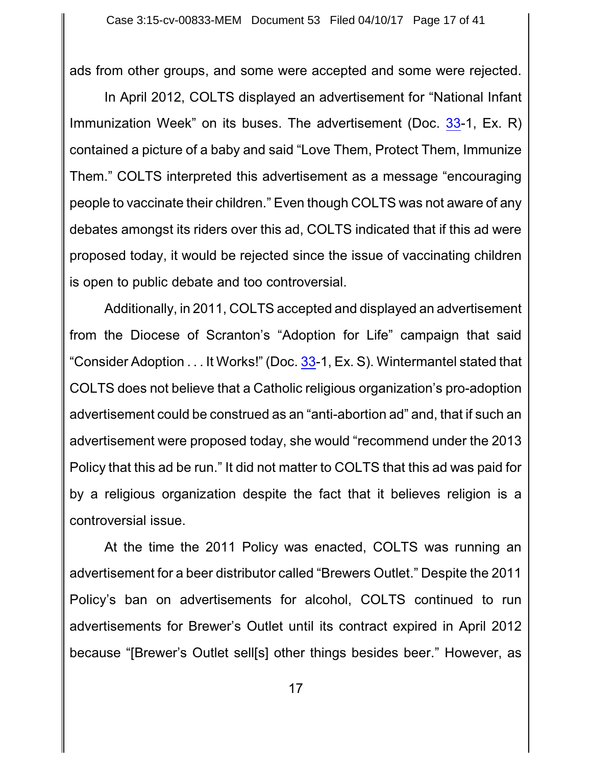ads from other groups, and some were accepted and some were rejected.

In April 2012, COLTS displayed an advertisement for "National Infant Immunization Week" on its buses. The advertisement (Doc. 33-1, Ex. R) contained a picture of a baby and said "Love Them, Protect Them, Immunize Them." COLTS interpreted this advertisement as a message "encouraging people to vaccinate their children." Even though COLTS was not aware of any debates amongst its riders over this ad, COLTS indicated that if this ad were proposed today, it would be rejected since the issue of vaccinating children is open to public debate and too controversial.

Additionally, in 2011, COLTS accepted and displayed an advertisement from the Diocese of Scranton's "Adoption for Life" campaign that said "Consider Adoption . . . It Works!" (Doc. 33-1, Ex. S). Wintermantel stated that COLTS does not believe that a Catholic religious organization's pro-adoption advertisement could be construed as an "anti-abortion ad" and, that if such an advertisement were proposed today, she would "recommend under the 2013 Policy that this ad be run." It did not matter to COLTS that this ad was paid for by a religious organization despite the fact that it believes religion is a controversial issue.

At the time the 2011 Policy was enacted, COLTS was running an advertisement for a beer distributor called "Brewers Outlet." Despite the 2011 Policy's ban on advertisements for alcohol, COLTS continued to run advertisements for Brewer's Outlet until its contract expired in April 2012 because "[Brewer's Outlet sell[s] other things besides beer." However, as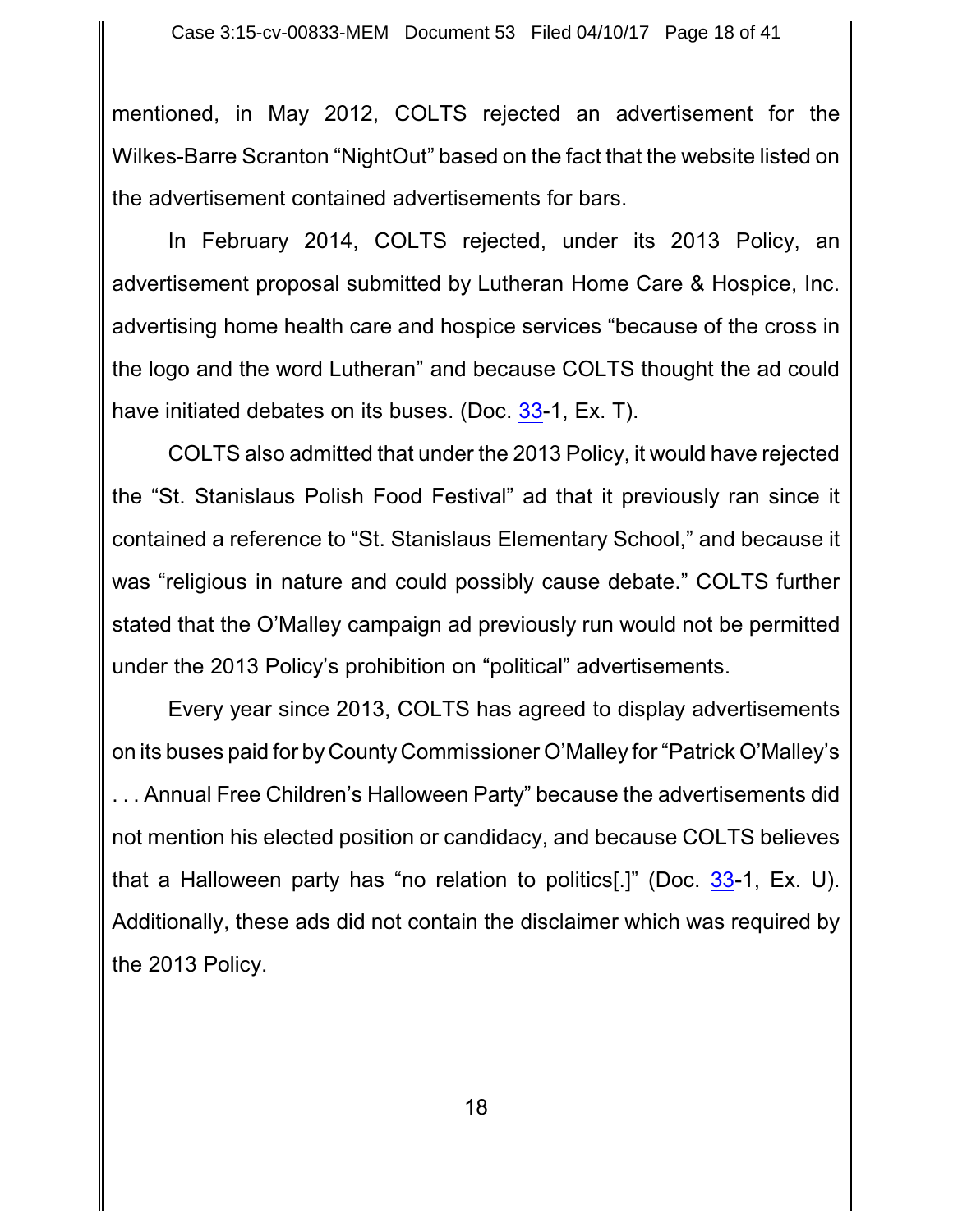mentioned, in May 2012, COLTS rejected an advertisement for the Wilkes-Barre Scranton "NightOut" based on the fact that the website listed on the advertisement contained advertisements for bars.

In February 2014, COLTS rejected, under its 2013 Policy, an advertisement proposal submitted by Lutheran Home Care & Hospice, Inc. advertising home health care and hospice services "because of the cross in the logo and the word Lutheran" and because COLTS thought the ad could have initiated debates on its buses. (Doc. 33-1, Ex. T).

COLTS also admitted that under the 2013 Policy, it would have rejected the "St. Stanislaus Polish Food Festival" ad that it previously ran since it contained a reference to "St. Stanislaus Elementary School," and because it was "religious in nature and could possibly cause debate." COLTS further stated that the O'Malley campaign ad previously run would not be permitted under the 2013 Policy's prohibition on "political" advertisements.

Every year since 2013, COLTS has agreed to display advertisements on its buses paid for by County Commissioner O'Malley for "Patrick O'Malley's . . . Annual Free Children's Halloween Party" because the advertisements did not mention his elected position or candidacy, and because COLTS believes that a Halloween party has "no relation to politics[.]" (Doc. 33-1, Ex. U). Additionally, these ads did not contain the disclaimer which was required by the 2013 Policy.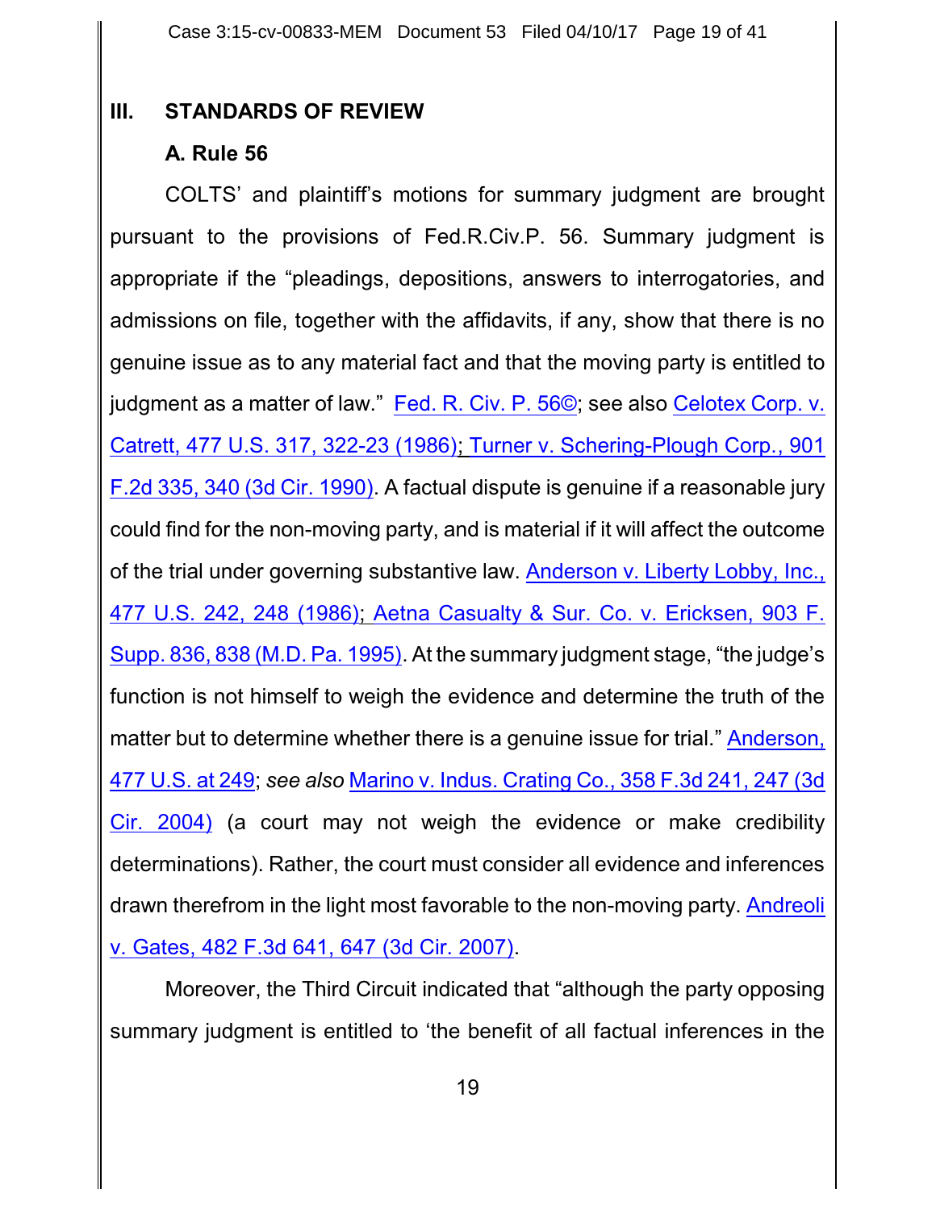## III. STANDARDS OF REVIEW

### A. Rule 56

COLTS' and plaintiff's motions for summary judgment are brought pursuant to the provisions of Fed.R.Civ.P. 56. Summary judgment is appropriate if the "pleadings, depositions, answers to interrogatories, and admissions on file, together with the affidavits, if any, show that there is no genuine issue as to any material fact and that the moving party is entitled to judgment as a matter of law." Fed. R. Civ. P. 56©; see also Celotex Corp. v. Catrett, 477 U.S. 317, 322-23 (1986); Turner v. Schering-Plough Corp., 901 F.2d 335, 340 (3d Cir. 1990). A factual dispute is genuine if a reasonable jury could find for the non-moving party, and is material if it will affect the outcome of the trial under governing substantive law. Anderson v. Liberty Lobby, Inc., 477 U.S. 242, 248 (1986); Aetna Casualty & Sur. Co. v. Ericksen, 903 F. Supp. 836, 838 (M.D. Pa. 1995). At the summary judgment stage, "the judge's function is not himself to weigh the evidence and determine the truth of the matter but to determine whether there is a genuine issue for trial." Anderson, 477 U.S. at 249; *see also* Marino v. Indus. Crating Co., 358 F.3d 241, 247 (3d Cir. 2004) (a court may not weigh the evidence or make credibility determinations). Rather, the court must consider all evidence and inferences drawn therefrom in the light most favorable to the non-moving party. Andreoli v. Gates, 482 F.3d 641, 647 (3d Cir. 2007).

Moreover, the Third Circuit indicated that "although the party opposing summary judgment is entitled to 'the benefit of all factual inferences in the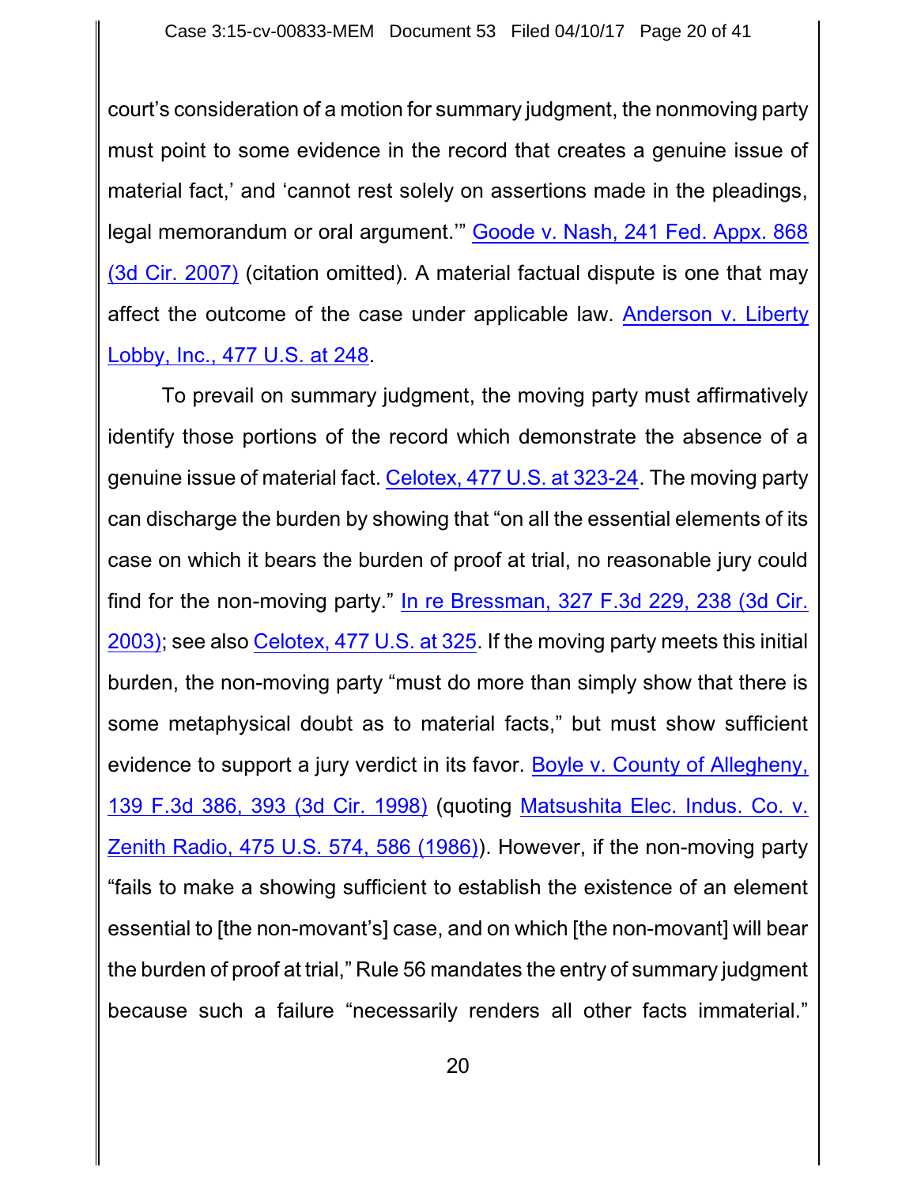court's consideration of a motion for summary judgment, the nonmoving party must point to some evidence in the record that creates a genuine issue of material fact,' and 'cannot rest solely on assertions made in the pleadings, legal memorandum or oral argument.'" Goode v. Nash, 241 Fed. Appx. 868 (3d Cir. 2007) (citation omitted). A material factual dispute is one that may affect the outcome of the case under applicable law. Anderson v. Liberty Lobby, Inc., 477 U.S. at 248.

To prevail on summary judgment, the moving party must affirmatively identify those portions of the record which demonstrate the absence of a genuine issue of material fact. Celotex, 477 U.S. at 323-24. The moving party can discharge the burden by showing that "on all the essential elements of its case on which it bears the burden of proof at trial, no reasonable jury could find for the non-moving party." In re Bressman, 327 F.3d 229, 238 (3d Cir. 2003); see also Celotex, 477 U.S. at 325. If the moving party meets this initial burden, the non-moving party "must do more than simply show that there is some metaphysical doubt as to material facts," but must show sufficient evidence to support a jury verdict in its favor. Boyle v. County of Allegheny, 139 F.3d 386, 393 (3d Cir. 1998) (quoting Matsushita Elec. Indus. Co. v. Zenith Radio, 475 U.S. 574, 586 (1986)). However, if the non-moving party "fails to make a showing sufficient to establish the existence of an element essential to [the non-movant's] case, and on which [the non-movant] will bear the burden of proof at trial," Rule 56 mandates the entry of summary judgment because such a failure "necessarily renders all other facts immaterial."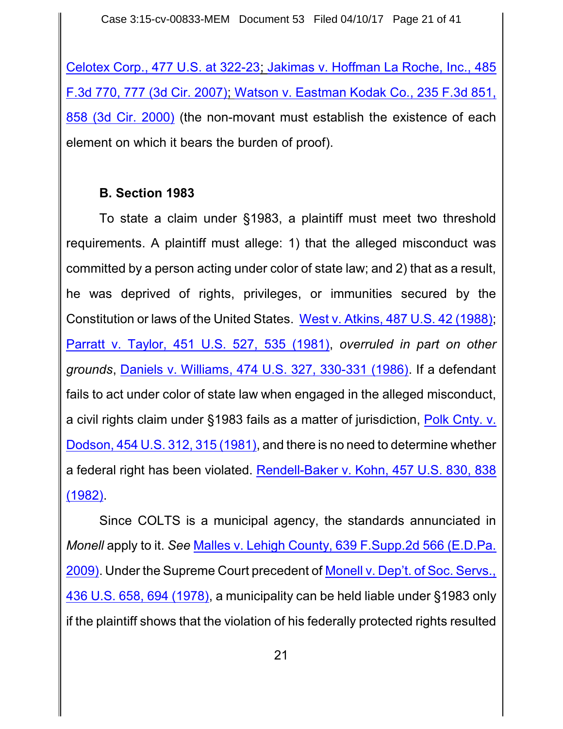Celotex Corp., 477 U.S. at 322-23; Jakimas v. Hoffman La Roche, Inc., 485 F.3d 770, 777 (3d Cir. 2007); Watson v. Eastman Kodak Co., 235 F.3d 851, 858 (3d Cir. 2000) (the non-movant must establish the existence of each element on which it bears the burden of proof).

**B. Section 1983**

To state a claim under §1983, a plaintiff must meet two threshold requirements. A plaintiff must allege: 1) that the alleged misconduct was committed by a person acting under color of state law; and 2) that as a result, he was deprived of rights, privileges, or immunities secured by the Constitution or laws of the United States. West v. Atkins, 487 U.S. 42 (1988); Parratt v. Taylor, 451 U.S. 527, 535 (1981), *overruled in part on other grounds*, Daniels v. Williams, 474 U.S. 327, 330-331 (1986). If a defendant fails to act under color of state law when engaged in the alleged misconduct, a civil rights claim under §1983 fails as a matter of jurisdiction, Polk Cnty. v. Dodson, 454 U.S. 312, 315 (1981), and there is no need to determine whether a federal right has been violated. Rendell-Baker v. Kohn, 457 U.S. 830, 838 (1982).

Since COLTS is a municipal agency, the standards annunciated in *Monell* apply to it. *See* Malles v. Lehigh County, 639 F.Supp.2d 566 (E.D.Pa. 2009). Under the Supreme Court precedent of Monell v. Dep't. of Soc. Servs., 436 U.S. 658, 694 (1978), a municipality can be held liable under §1983 only if the plaintiff shows that the violation of his federally protected rights resulted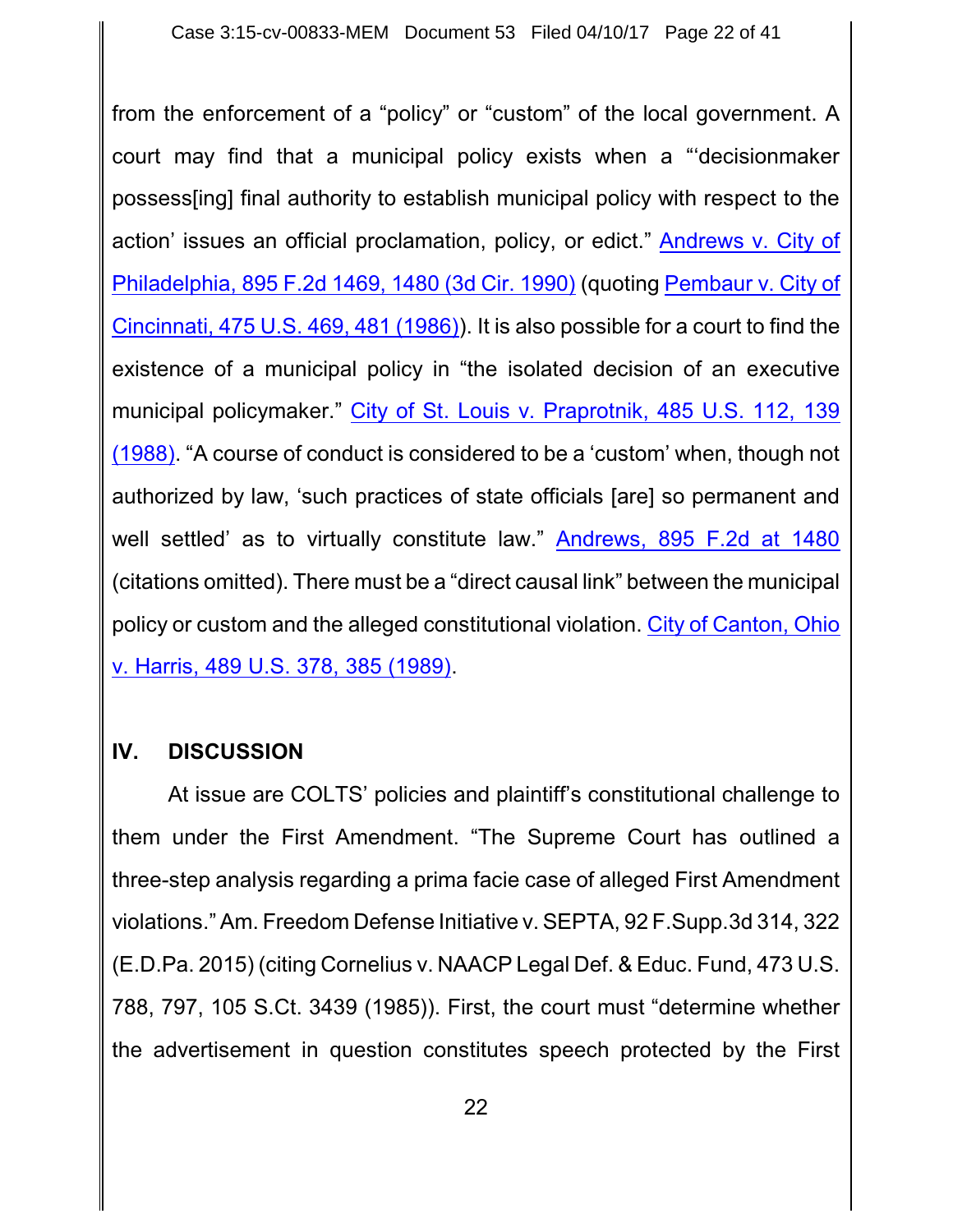from the enforcement of a "policy" or "custom" of the local government. A court may find that a municipal policy exists when a "'decisionmaker possess[ing] final authority to establish municipal policy with respect to the action' issues an official proclamation, policy, or edict." Andrews v. City of Philadelphia, 895 F.2d 1469, 1480 (3d Cir. 1990) (quoting Pembaur v. City of Cincinnati, 475 U.S. 469, 481 (1986)). It is also possible for a court to find the existence of a municipal policy in "the isolated decision of an executive municipal policymaker." City of St. Louis v. Praprotnik, 485 U.S. 112, 139 (1988). "A course of conduct is considered to be a 'custom' when, though not authorized by law, 'such practices of state officials [are] so permanent and well settled' as to virtually constitute law." Andrews, 895 F.2d at 1480 (citations omitted). There must be a "direct causal link" between the municipal policy or custom and the alleged constitutional violation. City of Canton, Ohio v. Harris, 489 U.S. 378, 385 (1989).

## IV. DISCUSSION

At issue are COLTS' policies and plaintiff's constitutional challenge to them under the First Amendment. "The Supreme Court has outlined a three-step analysis regarding a prima facie case of alleged First Amendment violations." Am. Freedom Defense Initiative v. SEPTA, 92 F.Supp.3d 314, 322 (E.D.Pa. 2015) (citing Cornelius v. NAACP Legal Def. & Educ. Fund, 473 U.S. 788, 797, 105 S.Ct. 3439 (1985)). First, the court must "determine whether the advertisement in question constitutes speech protected by the First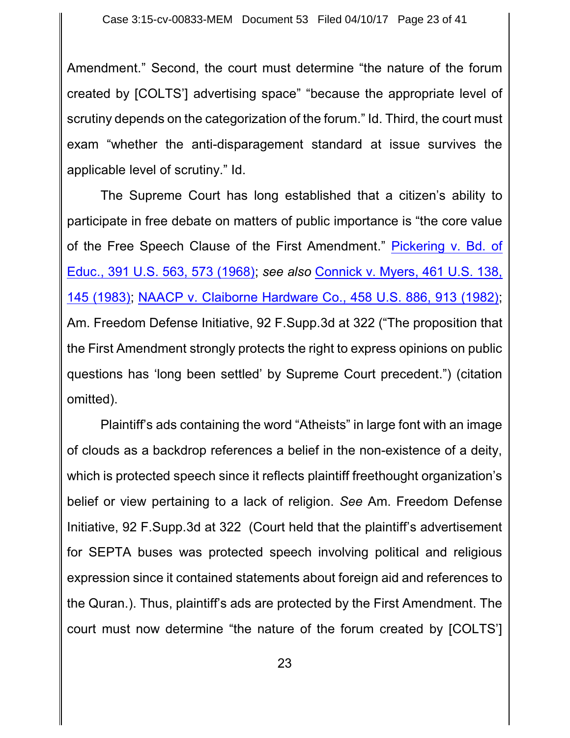Amendment." Second, the court must determine "the nature of the forum created by [COLTS'] advertising space" "because the appropriate level of scrutiny depends on the categorization of the forum." Id. Third, the court must exam "whether the anti-disparagement standard at issue survives the applicable level of scrutiny." Id.

The Supreme Court has long established that a citizen's ability to participate in free debate on matters of public importance is "the core value of the Free Speech Clause of the First Amendment." Pickering v. Bd. of Educ., 391 U.S. 563, 573 (1968); *see also* Connick v. Myers, 461 U.S. 138, 145 (1983); NAACP v. Claiborne Hardware Co., 458 U.S. 886, 913 (1982); Am. Freedom Defense Initiative, 92 F.Supp.3d at 322 ("The proposition that the First Amendment strongly protects the right to express opinions on public questions has 'long been settled' by Supreme Court precedent.") (citation omitted).

Plaintiff's ads containing the word "Atheists" in large font with an image of clouds as a backdrop references a belief in the non-existence of a deity, which is protected speech since it reflects plaintiff freethought organization's belief or view pertaining to a lack of religion. *See* Am. Freedom Defense Initiative, 92 F.Supp.3d at 322 (Court held that the plaintiff's advertisement for SEPTA buses was protected speech involving political and religious expression since it contained statements about foreign aid and references to the Quran.). Thus, plaintiff's ads are protected by the First Amendment. The court must now determine "the nature of the forum created by [COLTS']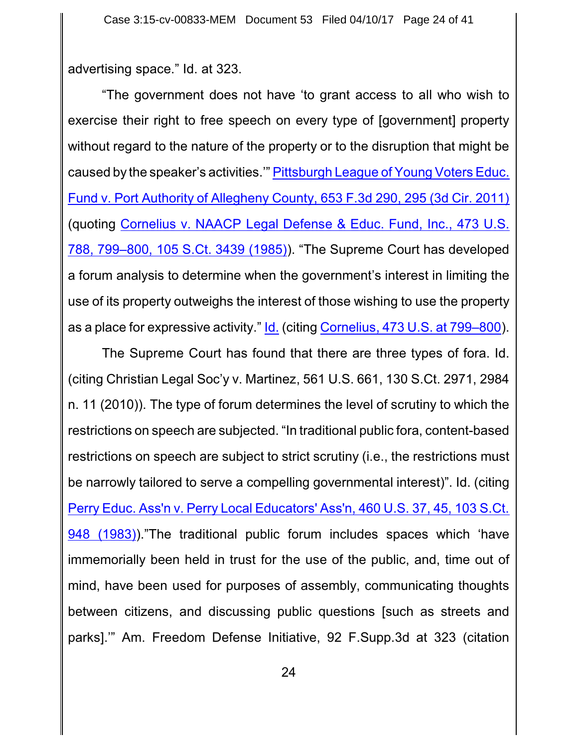advertising space." Id. at 323.

"The government does not have 'to grant access to all who wish to exercise their right to free speech on every type of [government] property without regard to the nature of the property or to the disruption that might be caused by the speaker's activities.'" Pittsburgh League of Young Voters Educ. Fund v. Port Authority of Allegheny County, 653 F.3d 290, 295 (3d Cir. 2011) (quoting Cornelius v. NAACP Legal Defense & Educ. Fund, Inc., 473 U.S. 788, 799–800, 105 S.Ct. 3439 (1985)). "The Supreme Court has developed a forum analysis to determine when the government's interest in limiting the use of its property outweighs the interest of those wishing to use the property as a place for expressive activity." Id. (citing Cornelius, 473 U.S. at 799–800).

The Supreme Court has found that there are three types of fora. Id. (citing Christian Legal Soc'y v. Martinez, 561 U.S. 661, 130 S.Ct. 2971, 2984 n. 11 (2010)). The type of forum determines the level of scrutiny to which the restrictions on speech are subjected. "In traditional public fora, content-based restrictions on speech are subject to strict scrutiny (i.e., the restrictions must be narrowly tailored to serve a compelling governmental interest)". Id. (citing Perry Educ. Ass'n v. Perry Local Educators' Ass'n, 460 U.S. 37, 45, 103 S.Ct. 948 (1983))."The traditional public forum includes spaces which 'have immemorially been held in trust for the use of the public, and, time out of mind, have been used for purposes of assembly, communicating thoughts between citizens, and discussing public questions [such as streets and parks].'" Am. Freedom Defense Initiative, 92 F.Supp.3d at 323 (citation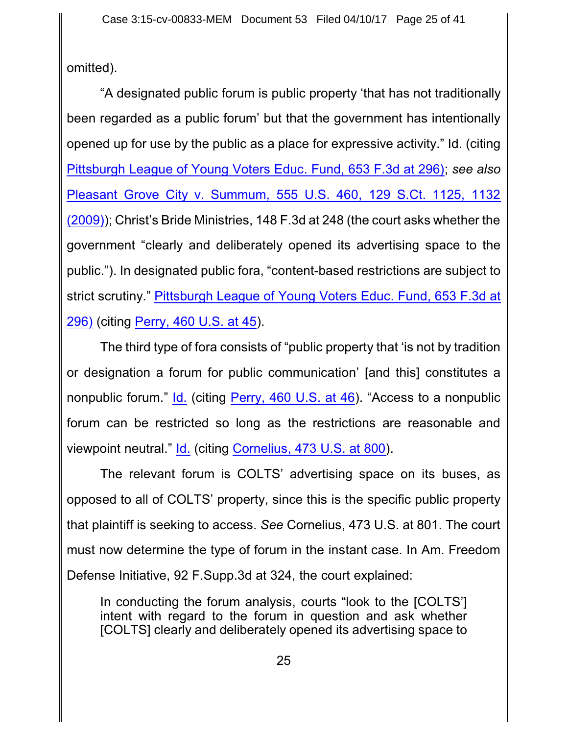omitted).

"A designated public forum is public property 'that has not traditionally been regarded as a public forum' but that the government has intentionally opened up for use by the public as a place for expressive activity." Id. (citing Pittsburgh League of Young Voters Educ. Fund, 653 F.3d at 296); *see also* Pleasant Grove City v. Summum, 555 U.S. 460, 129 S.Ct. 1125, 1132 (2009)); Christ's Bride Ministries, 148 F.3d at 248 (the court asks whether the government "clearly and deliberately opened its advertising space to the public."). In designated public fora, "content-based restrictions are subject to strict scrutiny." Pittsburgh League of Young Voters Educ. Fund, 653 F.3d at 296) (citing Perry, 460 U.S. at 45).

The third type of fora consists of "public property that 'is not by tradition or designation a forum for public communication' [and this] constitutes a nonpublic forum." Id. (citing Perry, 460 U.S. at 46). "Access to a nonpublic forum can be restricted so long as the restrictions are reasonable and viewpoint neutral." Id. (citing Cornelius, 473 U.S. at 800).

The relevant forum is COLTS' advertising space on its buses, as opposed to all of COLTS' property, since this is the specific public property that plaintiff is seeking to access. *See* Cornelius, 473 U.S. at 801. The court must now determine the type of forum in the instant case. In Am. Freedom Defense Initiative, 92 F.Supp.3d at 324, the court explained:

> In conducting the forum analysis, courts "look to the [COLTS'] intent with regard to the forum in question and ask whether [COLTS] clearly and deliberately opened its advertising space to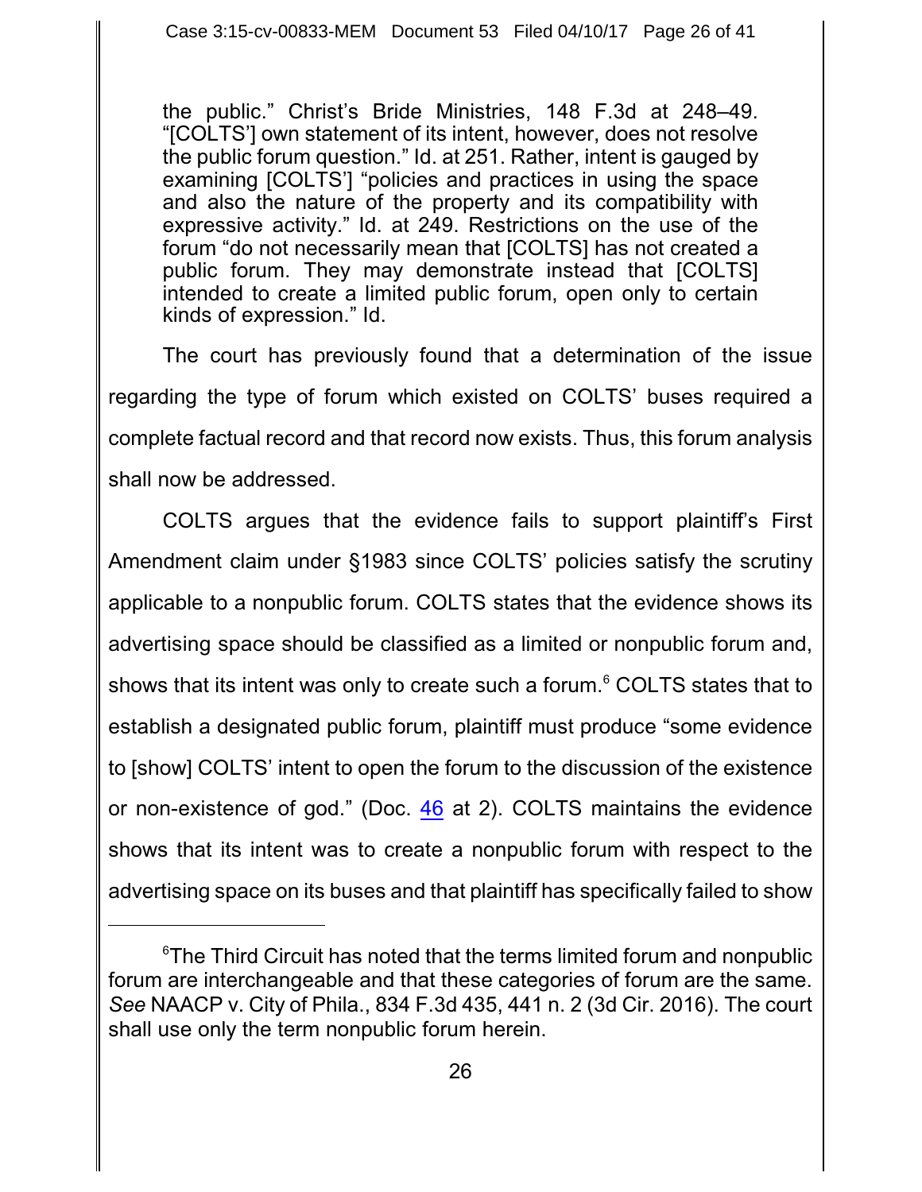> the public." Christ's Bride Ministries, 148 F.3d at 248–49. "[COLTS'] own statement of its intent, however, does not resolve the public forum question." Id. at 251. Rather, intent is gauged by examining [COLTS'] "policies and practices in using the space and also the nature of the property and its compatibility with expressive activity." Id. at 249. Restrictions on the use of the forum "do not necessarily mean that [COLTS] has not created a public forum. They may demonstrate instead that [COLTS] intended to create a limited public forum, open only to certain kinds of expression." Id.

The court has previously found that a determination of the issue regarding the type of forum which existed on COLTS' buses required a complete factual record and that record now exists. Thus, this forum analysis shall now be addressed.

COLTS argues that the evidence fails to support plaintiff's First Amendment claim under §1983 since COLTS' policies satisfy the scrutiny applicable to a nonpublic forum. COLTS states that the evidence shows its advertising space should be classified as a limited or nonpublic forum and, shows that its intent was only to create such a forum.[6] COLTS states that to establish a designated public forum, plaintiff must produce "some evidence to [show] COLTS' intent to open the forum to the discussion of the existence or non-existence of god." (Doc. 46 at 2). COLTS maintains the evidence shows that its intent was to create a nonpublic forum with respect to the advertising space on its buses and that plaintiff has specifically failed to show

---

[6]The Third Circuit has noted that the terms limited forum and nonpublic forum are interchangeable and that these categories of forum are the same. *See* NAACP v. City of Phila., 834 F.3d 435, 441 n. 2 (3d Cir. 2016). The court shall use only the term nonpublic forum herein.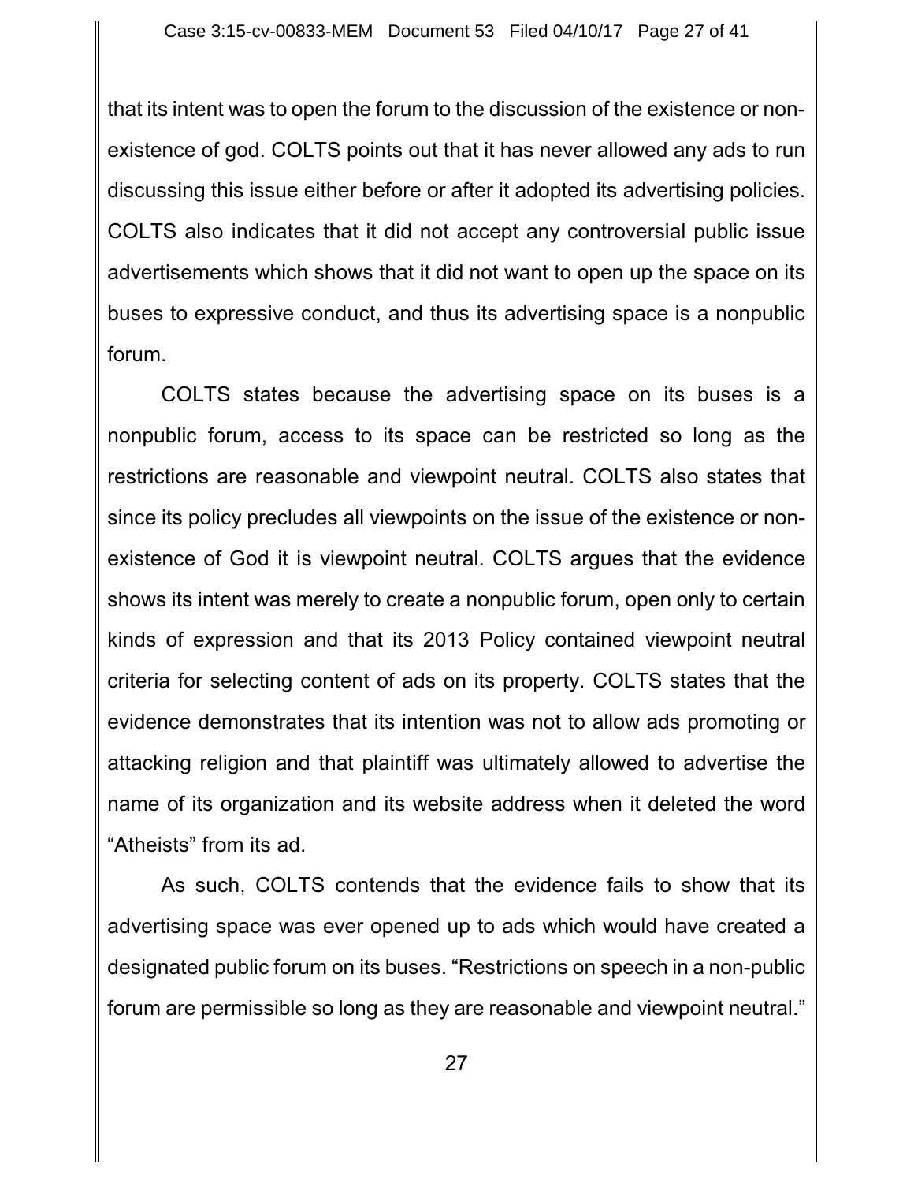that its intent was to open the forum to the discussion of the existence or non-existence of god. COLTS points out that it has never allowed any ads to run discussing this issue either before or after it adopted its advertising policies. COLTS also indicates that it did not accept any controversial public issue advertisements which shows that it did not want to open up the space on its buses to expressive conduct, and thus its advertising space is a nonpublic forum.

COLTS states because the advertising space on its buses is a nonpublic forum, access to its space can be restricted so long as the restrictions are reasonable and viewpoint neutral. COLTS also states that since its policy precludes all viewpoints on the issue of the existence or non-existence of God it is viewpoint neutral. COLTS argues that the evidence shows its intent was merely to create a nonpublic forum, open only to certain kinds of expression and that its 2013 Policy contained viewpoint neutral criteria for selecting content of ads on its property. COLTS states that the evidence demonstrates that its intention was not to allow ads promoting or attacking religion and that plaintiff was ultimately allowed to advertise the name of its organization and its website address when it deleted the word "Atheists" from its ad.

As such, COLTS contends that the evidence fails to show that its advertising space was ever opened up to ads which would have created a designated public forum on its buses. "Restrictions on speech in a non-public forum are permissible so long as they are reasonable and viewpoint neutral."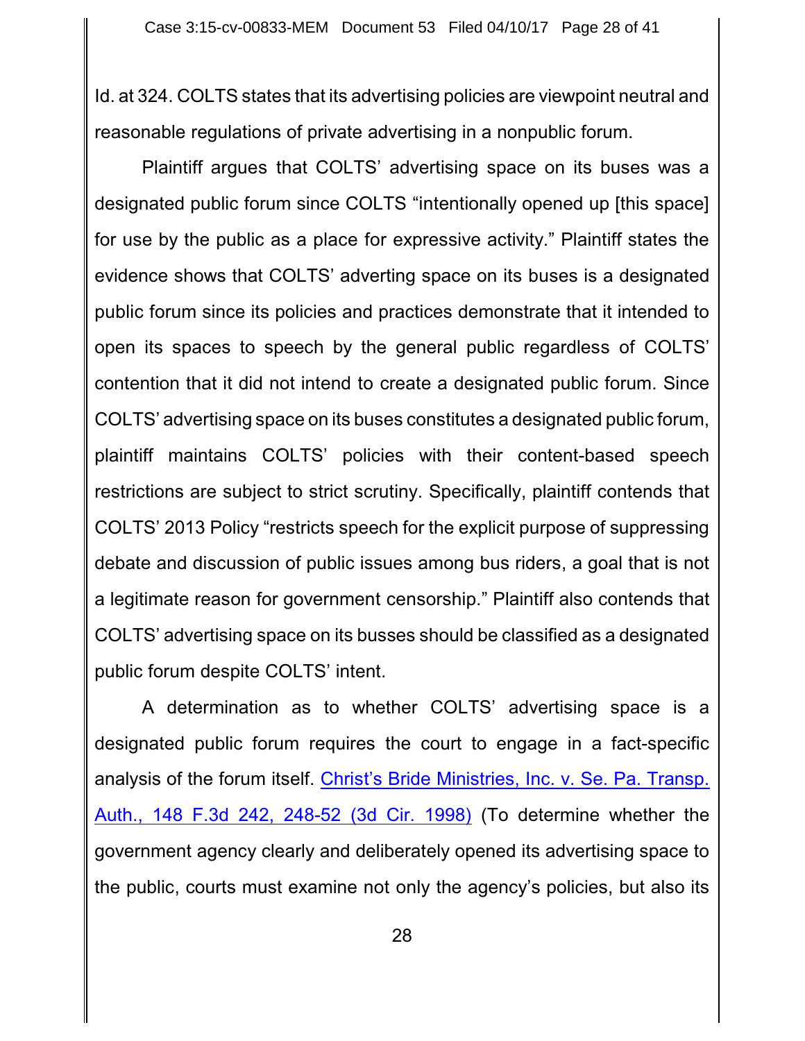Id. at 324. COLTS states that its advertising policies are viewpoint neutral and reasonable regulations of private advertising in a nonpublic forum.

Plaintiff argues that COLTS' advertising space on its buses was a designated public forum since COLTS "intentionally opened up [this space] for use by the public as a place for expressive activity." Plaintiff states the evidence shows that COLTS' adverting space on its buses is a designated public forum since its policies and practices demonstrate that it intended to open its spaces to speech by the general public regardless of COLTS' contention that it did not intend to create a designated public forum. Since COLTS' advertising space on its buses constitutes a designated public forum, plaintiff maintains COLTS' policies with their content-based speech restrictions are subject to strict scrutiny. Specifically, plaintiff contends that COLTS' 2013 Policy "restricts speech for the explicit purpose of suppressing debate and discussion of public issues among bus riders, a goal that is not a legitimate reason for government censorship." Plaintiff also contends that COLTS' advertising space on its busses should be classified as a designated public forum despite COLTS' intent.

A determination as to whether COLTS' advertising space is a designated public forum requires the court to engage in a fact-specific analysis of the forum itself. Christ's Bride Ministries, Inc. v. Se. Pa. Transp. Auth., 148 F.3d 242, 248-52 (3d Cir. 1998) (To determine whether the government agency clearly and deliberately opened its advertising space to the public, courts must examine not only the agency's policies, but also its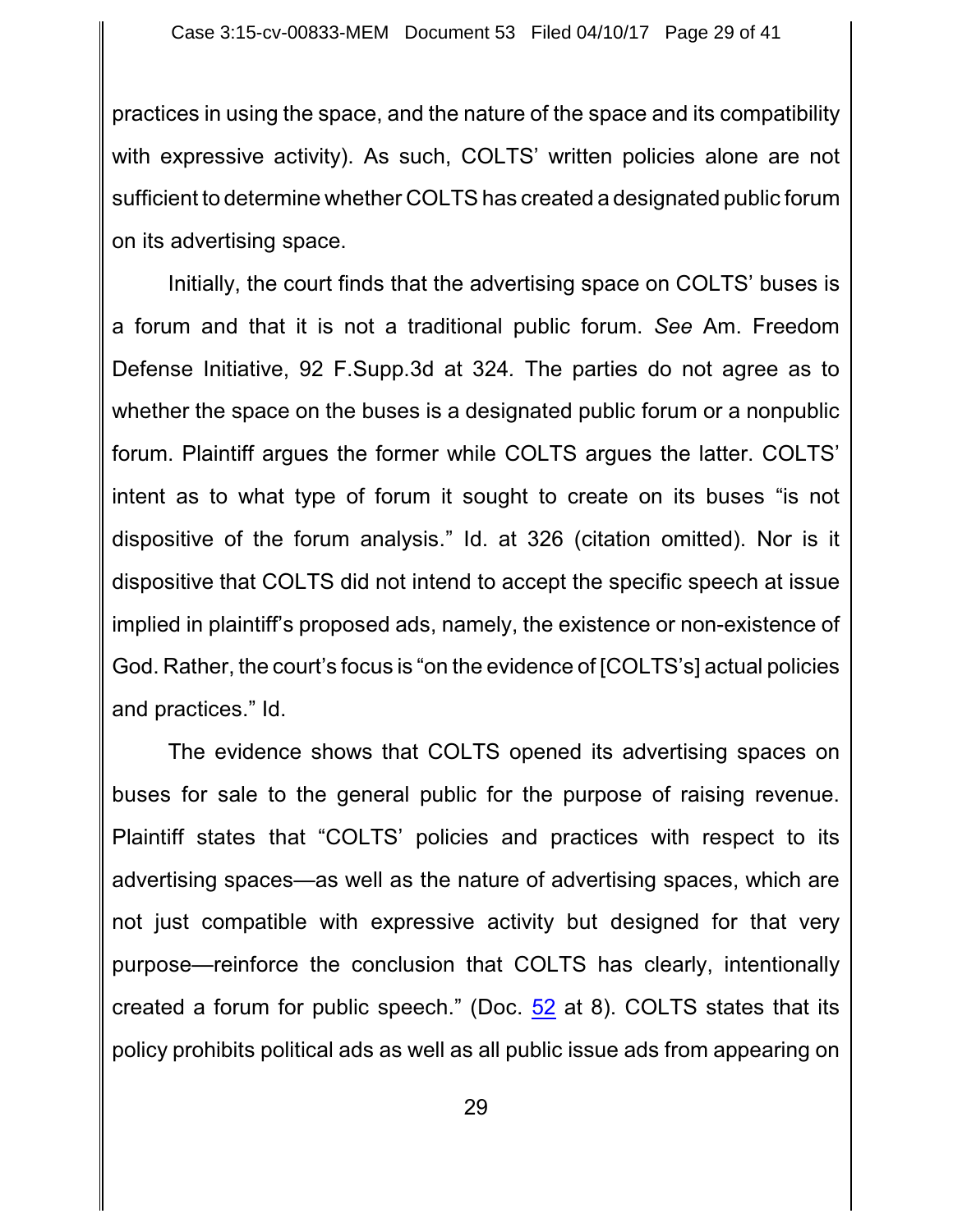practices in using the space, and the nature of the space and its compatibility with expressive activity). As such, COLTS' written policies alone are not sufficient to determine whether COLTS has created a designated public forum on its advertising space.

Initially, the court finds that the advertising space on COLTS' buses is a forum and that it is not a traditional public forum. *See* Am. Freedom Defense Initiative, 92 F.Supp.3d at 324. The parties do not agree as to whether the space on the buses is a designated public forum or a nonpublic forum. Plaintiff argues the former while COLTS argues the latter. COLTS' intent as to what type of forum it sought to create on its buses "is not dispositive of the forum analysis." Id. at 326 (citation omitted). Nor is it dispositive that COLTS did not intend to accept the specific speech at issue implied in plaintiff's proposed ads, namely, the existence or non-existence of God. Rather, the court's focus is "on the evidence of [COLTS's] actual policies and practices." Id.

The evidence shows that COLTS opened its advertising spaces on buses for sale to the general public for the purpose of raising revenue. Plaintiff states that "COLTS' policies and practices with respect to its advertising spaces—as well as the nature of advertising spaces, which are not just compatible with expressive activity but designed for that very purpose—reinforce the conclusion that COLTS has clearly, intentionally created a forum for public speech." (Doc. 52 at 8). COLTS states that its policy prohibits political ads as well as all public issue ads from appearing on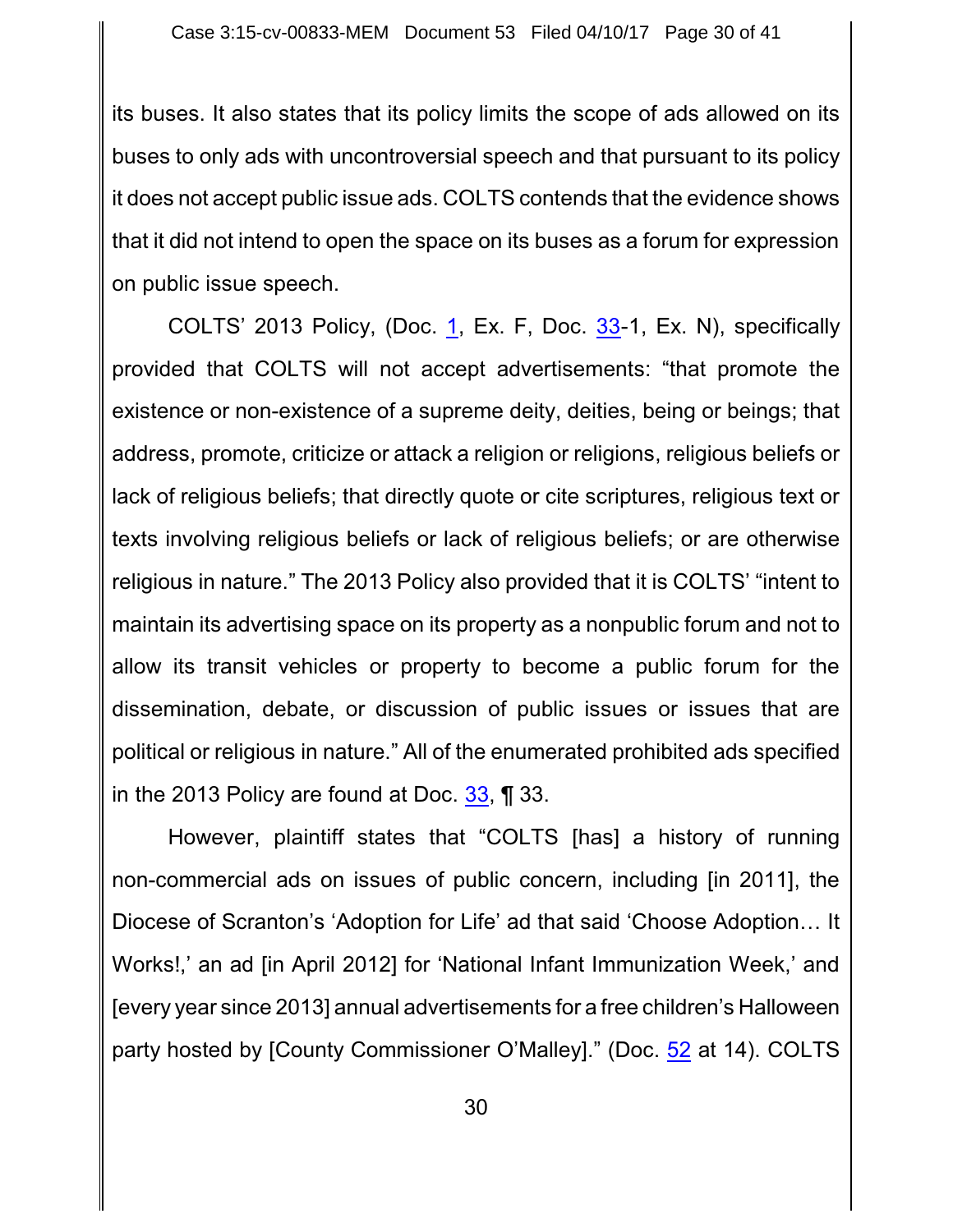its buses. It also states that its policy limits the scope of ads allowed on its buses to only ads with uncontroversial speech and that pursuant to its policy it does not accept public issue ads. COLTS contends that the evidence shows that it did not intend to open the space on its buses as a forum for expression on public issue speech.

COLTS' 2013 Policy, (Doc. 1, Ex. F, Doc. 33-1, Ex. N), specifically provided that COLTS will not accept advertisements: "that promote the existence or non-existence of a supreme deity, deities, being or beings; that address, promote, criticize or attack a religion or religions, religious beliefs or lack of religious beliefs; that directly quote or cite scriptures, religious text or texts involving religious beliefs or lack of religious beliefs; or are otherwise religious in nature." The 2013 Policy also provided that it is COLTS' "intent to maintain its advertising space on its property as a nonpublic forum and not to allow its transit vehicles or property to become a public forum for the dissemination, debate, or discussion of public issues or issues that are political or religious in nature." All of the enumerated prohibited ads specified in the 2013 Policy are found at Doc. 33, ¶ 33.

However, plaintiff states that "COLTS [has] a history of running non-commercial ads on issues of public concern, including [in 2011], the Diocese of Scranton's 'Adoption for Life' ad that said 'Choose Adoption… It Works!,' an ad [in April 2012] for 'National Infant Immunization Week,' and [every year since 2013] annual advertisements for a free children's Halloween party hosted by [County Commissioner O'Malley]." (Doc. 52 at 14). COLTS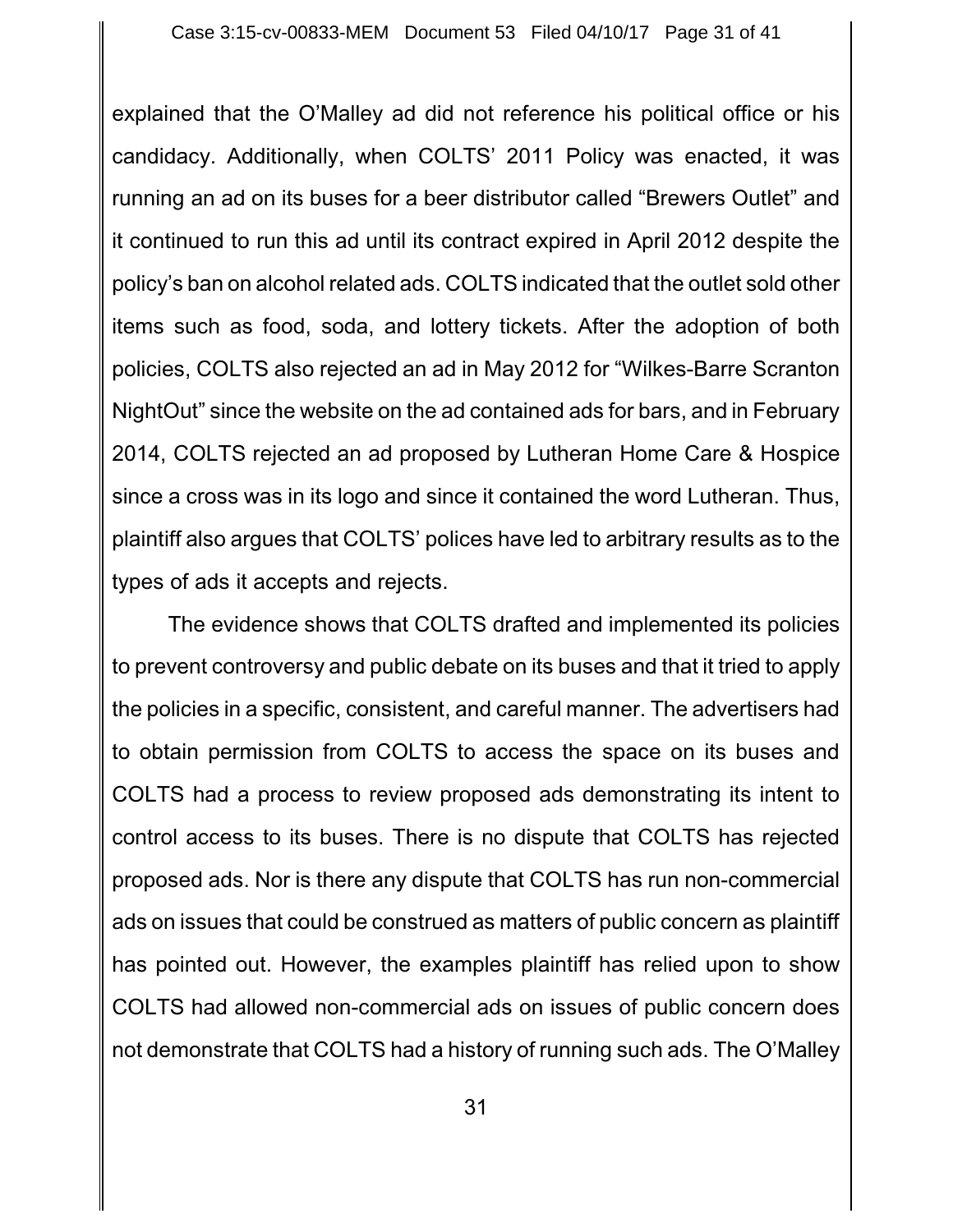explained that the O'Malley ad did not reference his political office or his candidacy. Additionally, when COLTS' 2011 Policy was enacted, it was running an ad on its buses for a beer distributor called "Brewers Outlet" and it continued to run this ad until its contract expired in April 2012 despite the policy's ban on alcohol related ads. COLTS indicated that the outlet sold other items such as food, soda, and lottery tickets. After the adoption of both policies, COLTS also rejected an ad in May 2012 for "Wilkes-Barre Scranton NightOut" since the website on the ad contained ads for bars, and in February 2014, COLTS rejected an ad proposed by Lutheran Home Care & Hospice since a cross was in its logo and since it contained the word Lutheran. Thus, plaintiff also argues that COLTS' polices have led to arbitrary results as to the types of ads it accepts and rejects.

The evidence shows that COLTS drafted and implemented its policies to prevent controversy and public debate on its buses and that it tried to apply the policies in a specific, consistent, and careful manner. The advertisers had to obtain permission from COLTS to access the space on its buses and COLTS had a process to review proposed ads demonstrating its intent to control access to its buses. There is no dispute that COLTS has rejected proposed ads. Nor is there any dispute that COLTS has run non-commercial ads on issues that could be construed as matters of public concern as plaintiff has pointed out. However, the examples plaintiff has relied upon to show COLTS had allowed non-commercial ads on issues of public concern does not demonstrate that COLTS had a history of running such ads. The O'Malley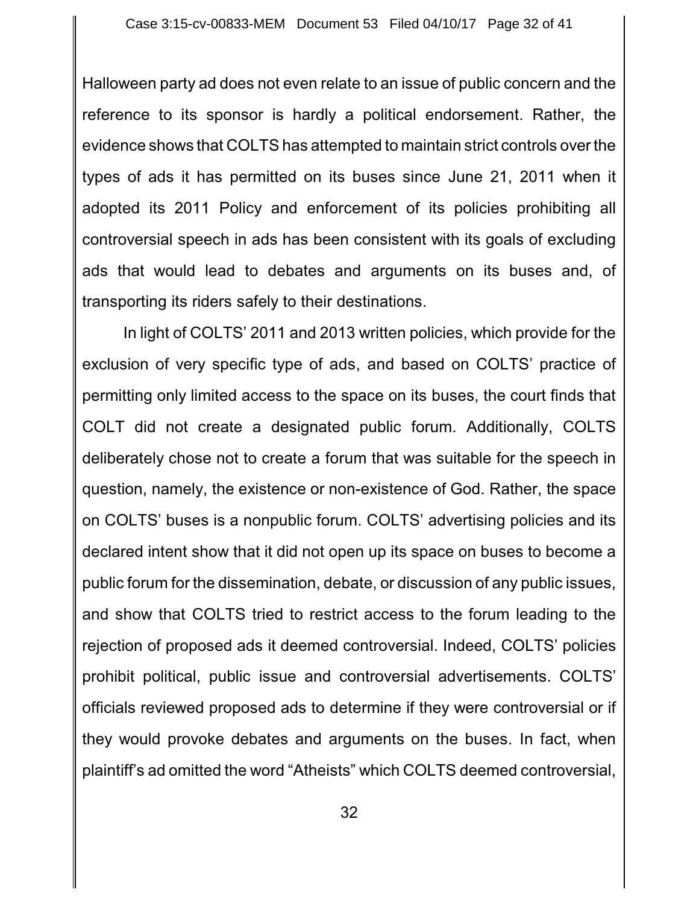Halloween party ad does not even relate to an issue of public concern and the reference to its sponsor is hardly a political endorsement. Rather, the evidence shows that COLTS has attempted to maintain strict controls over the types of ads it has permitted on its buses since June 21, 2011 when it adopted its 2011 Policy and enforcement of its policies prohibiting all controversial speech in ads has been consistent with its goals of excluding ads that would lead to debates and arguments on its buses and, of transporting its riders safely to their destinations.

In light of COLTS' 2011 and 2013 written policies, which provide for the exclusion of very specific type of ads, and based on COLTS' practice of permitting only limited access to the space on its buses, the court finds that COLT did not create a designated public forum. Additionally, COLTS deliberately chose not to create a forum that was suitable for the speech in question, namely, the existence or non-existence of God. Rather, the space on COLTS' buses is a nonpublic forum. COLTS' advertising policies and its declared intent show that it did not open up its space on buses to become a public forum for the dissemination, debate, or discussion of any public issues, and show that COLTS tried to restrict access to the forum leading to the rejection of proposed ads it deemed controversial. Indeed, COLTS' policies prohibit political, public issue and controversial advertisements. COLTS' officials reviewed proposed ads to determine if they were controversial or if they would provoke debates and arguments on the buses. In fact, when plaintiff's ad omitted the word "Atheists" which COLTS deemed controversial,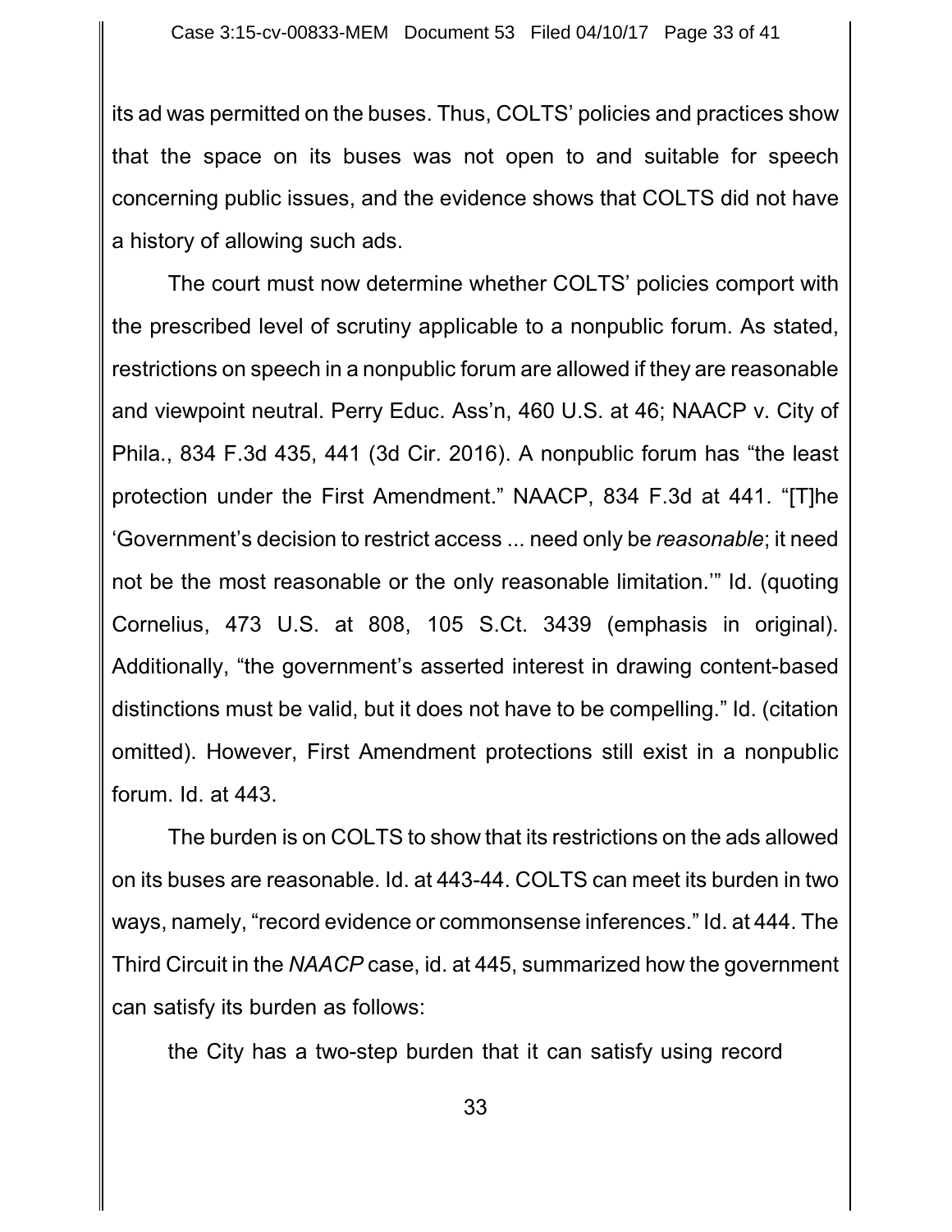its ad was permitted on the buses. Thus, COLTS' policies and practices show that the space on its buses was not open to and suitable for speech concerning public issues, and the evidence shows that COLTS did not have a history of allowing such ads.

The court must now determine whether COLTS' policies comport with the prescribed level of scrutiny applicable to a nonpublic forum. As stated, restrictions on speech in a nonpublic forum are allowed if they are reasonable and viewpoint neutral. Perry Educ. Ass'n, 460 U.S. at 46; NAACP v. City of Phila., 834 F.3d 435, 441 (3d Cir. 2016). A nonpublic forum has "the least protection under the First Amendment." NAACP, 834 F.3d at 441. "[T]he 'Government's decision to restrict access ... need only be *reasonable*; it need not be the most reasonable or the only reasonable limitation.'" Id. (quoting Cornelius, 473 U.S. at 808, 105 S.Ct. 3439 (emphasis in original). Additionally, "the government's asserted interest in drawing content-based distinctions must be valid, but it does not have to be compelling." Id. (citation omitted). However, First Amendment protections still exist in a nonpublic forum. Id. at 443.

The burden is on COLTS to show that its restrictions on the ads allowed on its buses are reasonable. Id. at 443-44. COLTS can meet its burden in two ways, namely, "record evidence or commonsense inferences." Id. at 444. The Third Circuit in the *NAACP* case, id. at 445, summarized how the government can satisfy its burden as follows:

the City has a two-step burden that it can satisfy using record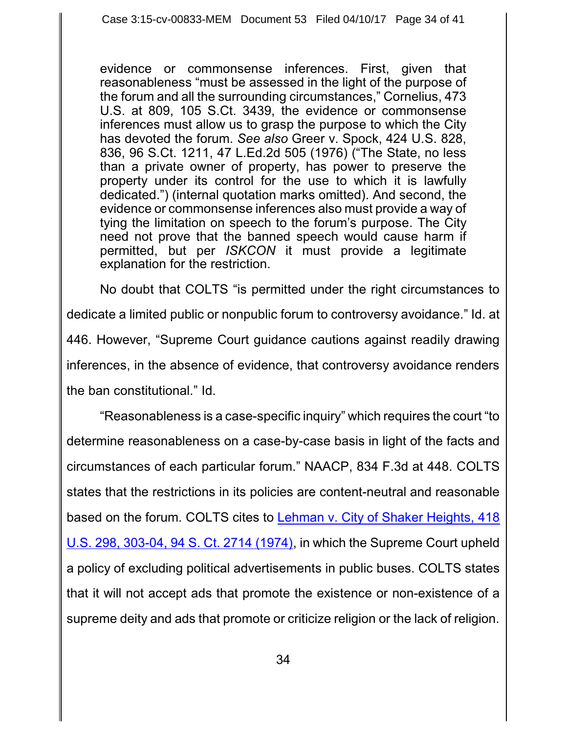> evidence or commonsense inferences. First, given that reasonableness "must be assessed in the light of the purpose of the forum and all the surrounding circumstances," Cornelius, 473 U.S. at 809, 105 S.Ct. 3439, the evidence or commonsense inferences must allow us to grasp the purpose to which the City has devoted the forum. *See also* Greer v. Spock, 424 U.S. 828, 836, 96 S.Ct. 1211, 47 L.Ed.2d 505 (1976) ("The State, no less than a private owner of property, has power to preserve the property under its control for the use to which it is lawfully dedicated.") (internal quotation marks omitted). And second, the evidence or commonsense inferences also must provide a way of tying the limitation on speech to the forum's purpose. The City need not prove that the banned speech would cause harm if permitted, but per *ISKCON* it must provide a legitimate explanation for the restriction.

No doubt that COLTS "is permitted under the right circumstances to dedicate a limited public or nonpublic forum to controversy avoidance." Id. at 446. However, "Supreme Court guidance cautions against readily drawing inferences, in the absence of evidence, that controversy avoidance renders the ban constitutional." Id.

"Reasonableness is a case-specific inquiry" which requires the court "to determine reasonableness on a case-by-case basis in light of the facts and circumstances of each particular forum." NAACP, 834 F.3d at 448. COLTS states that the restrictions in its policies are content-neutral and reasonable based on the forum. COLTS cites to Lehman v. City of Shaker Heights, 418 U.S. 298, 303-04, 94 S. Ct. 2714 (1974), in which the Supreme Court upheld a policy of excluding political advertisements in public buses. COLTS states that it will not accept ads that promote the existence or non-existence of a supreme deity and ads that promote or criticize religion or the lack of religion.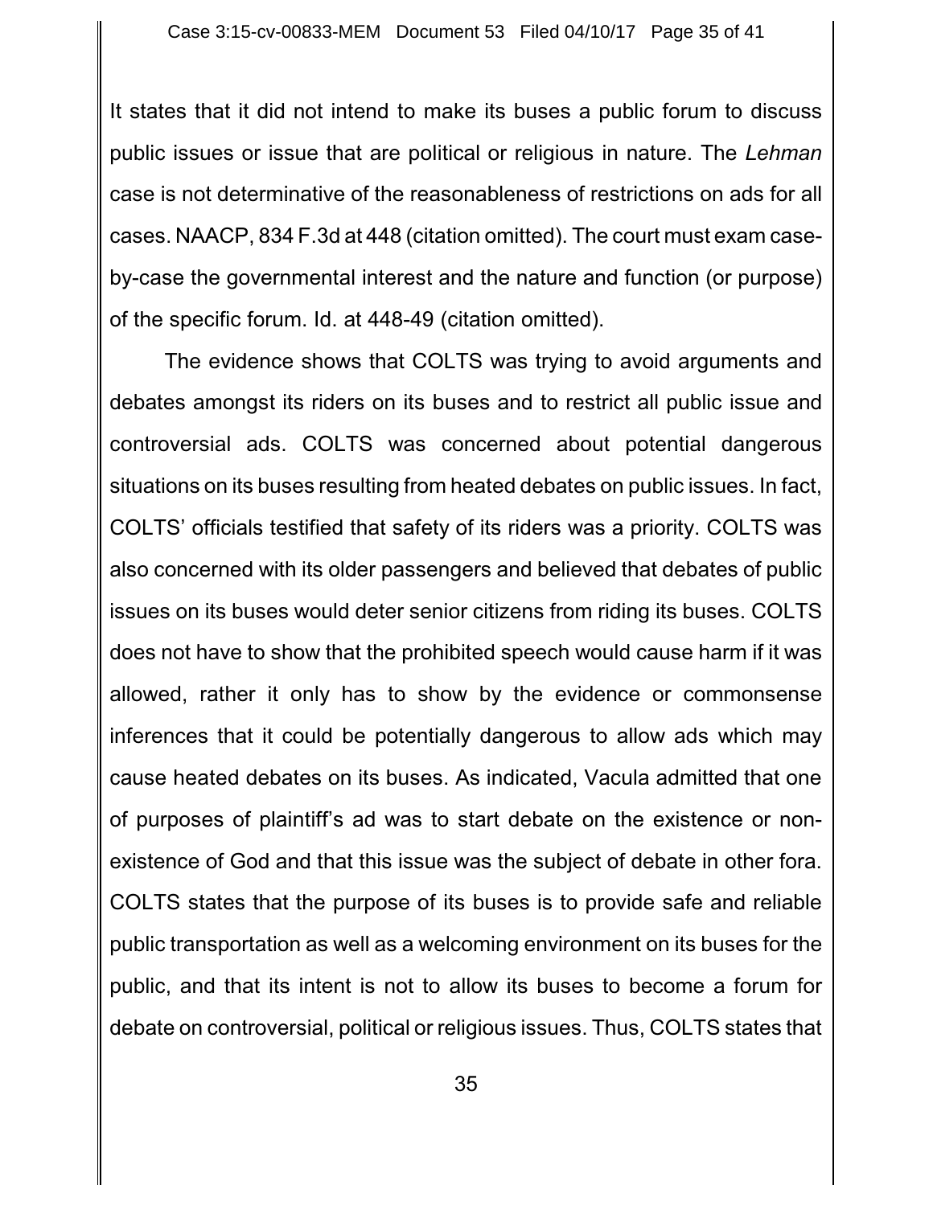It states that it did not intend to make its buses a public forum to discuss public issues or issue that are political or religious in nature. The *Lehman* case is not determinative of the reasonableness of restrictions on ads for all cases. NAACP, 834 F.3d at 448 (citation omitted). The court must exam case-by-case the governmental interest and the nature and function (or purpose) of the specific forum. Id. at 448-49 (citation omitted).

The evidence shows that COLTS was trying to avoid arguments and debates amongst its riders on its buses and to restrict all public issue and controversial ads. COLTS was concerned about potential dangerous situations on its buses resulting from heated debates on public issues. In fact, COLTS' officials testified that safety of its riders was a priority. COLTS was also concerned with its older passengers and believed that debates of public issues on its buses would deter senior citizens from riding its buses. COLTS does not have to show that the prohibited speech would cause harm if it was allowed, rather it only has to show by the evidence or commonsense inferences that it could be potentially dangerous to allow ads which may cause heated debates on its buses. As indicated, Vacula admitted that one of purposes of plaintiff's ad was to start debate on the existence or non-existence of God and that this issue was the subject of debate in other fora. COLTS states that the purpose of its buses is to provide safe and reliable public transportation as well as a welcoming environment on its buses for the public, and that its intent is not to allow its buses to become a forum for debate on controversial, political or religious issues. Thus, COLTS states that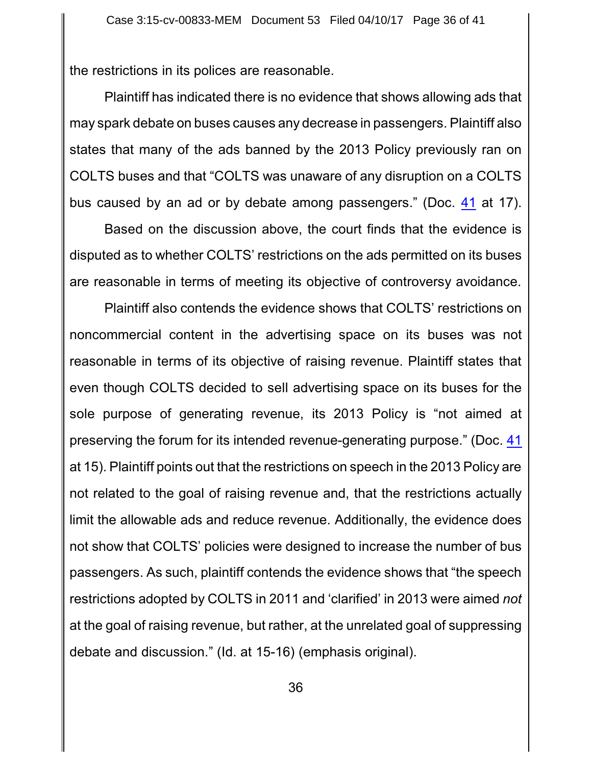the restrictions in its polices are reasonable.

Plaintiff has indicated there is no evidence that shows allowing ads that may spark debate on buses causes any decrease in passengers. Plaintiff also states that many of the ads banned by the 2013 Policy previously ran on COLTS buses and that "COLTS was unaware of any disruption on a COLTS bus caused by an ad or by debate among passengers." (Doc. 41 at 17).

Based on the discussion above, the court finds that the evidence is disputed as to whether COLTS' restrictions on the ads permitted on its buses are reasonable in terms of meeting its objective of controversy avoidance.

Plaintiff also contends the evidence shows that COLTS' restrictions on noncommercial content in the advertising space on its buses was not reasonable in terms of its objective of raising revenue. Plaintiff states that even though COLTS decided to sell advertising space on its buses for the sole purpose of generating revenue, its 2013 Policy is "not aimed at preserving the forum for its intended revenue-generating purpose." (Doc. 41 at 15). Plaintiff points out that the restrictions on speech in the 2013 Policy are not related to the goal of raising revenue and, that the restrictions actually limit the allowable ads and reduce revenue. Additionally, the evidence does not show that COLTS' policies were designed to increase the number of bus passengers. As such, plaintiff contends the evidence shows that "the speech restrictions adopted by COLTS in 2011 and 'clarified' in 2013 were aimed *not* at the goal of raising revenue, but rather, at the unrelated goal of suppressing debate and discussion." (Id. at 15-16) (emphasis original).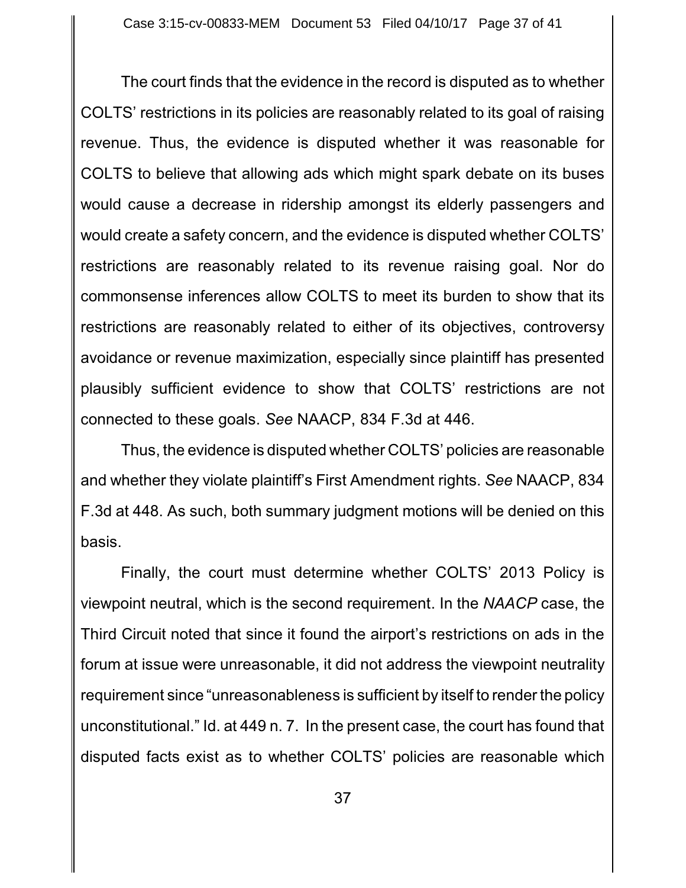The court finds that the evidence in the record is disputed as to whether COLTS' restrictions in its policies are reasonably related to its goal of raising revenue. Thus, the evidence is disputed whether it was reasonable for COLTS to believe that allowing ads which might spark debate on its buses would cause a decrease in ridership amongst its elderly passengers and would create a safety concern, and the evidence is disputed whether COLTS' restrictions are reasonably related to its revenue raising goal. Nor do commonsense inferences allow COLTS to meet its burden to show that its restrictions are reasonably related to either of its objectives, controversy avoidance or revenue maximization, especially since plaintiff has presented plausibly sufficient evidence to show that COLTS' restrictions are not connected to these goals. *See* NAACP, 834 F.3d at 446.

Thus, the evidence is disputed whether COLTS' policies are reasonable and whether they violate plaintiff's First Amendment rights. *See* NAACP, 834 F.3d at 448. As such, both summary judgment motions will be denied on this basis.

Finally, the court must determine whether COLTS' 2013 Policy is viewpoint neutral, which is the second requirement. In the *NAACP* case, the Third Circuit noted that since it found the airport's restrictions on ads in the forum at issue were unreasonable, it did not address the viewpoint neutrality requirement since "unreasonableness is sufficient by itself to render the policy unconstitutional." Id. at 449 n. 7. In the present case, the court has found that disputed facts exist as to whether COLTS' policies are reasonable which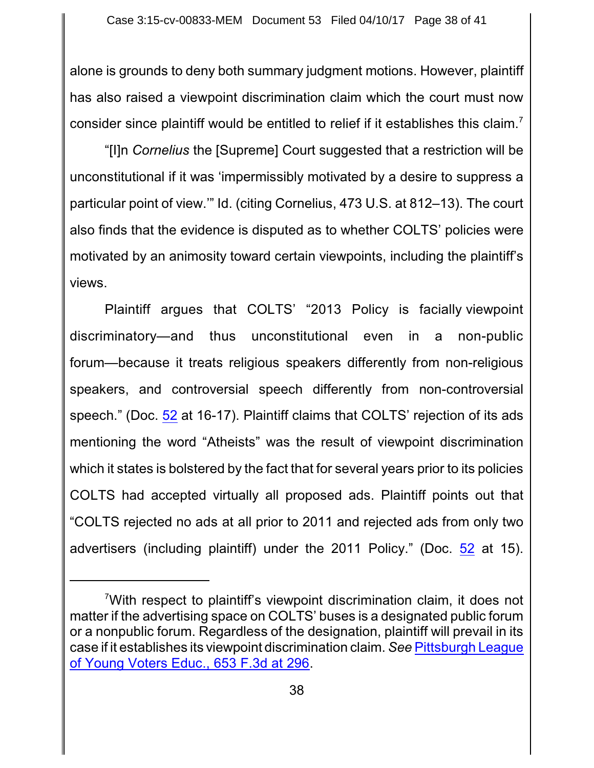alone is grounds to deny both summary judgment motions. However, plaintiff has also raised a viewpoint discrimination claim which the court must now consider since plaintiff would be entitled to relief if it establishes this claim.[7]

"[I]n *Cornelius* the [Supreme] Court suggested that a restriction will be unconstitutional if it was 'impermissibly motivated by a desire to suppress a particular point of view.'" Id. (citing Cornelius, 473 U.S. at 812–13). The court also finds that the evidence is disputed as to whether COLTS' policies were motivated by an animosity toward certain viewpoints, including the plaintiff's views.

Plaintiff argues that COLTS' "2013 Policy is facially viewpoint discriminatory—and thus unconstitutional even in a non-public forum—because it treats religious speakers differently from non-religious speakers, and controversial speech differently from non-controversial speech." (Doc. 52 at 16-17). Plaintiff claims that COLTS' rejection of its ads mentioning the word "Atheists" was the result of viewpoint discrimination which it states is bolstered by the fact that for several years prior to its policies COLTS had accepted virtually all proposed ads. Plaintiff points out that "COLTS rejected no ads at all prior to 2011 and rejected ads from only two advertisers (including plaintiff) under the 2011 Policy." (Doc. 52 at 15).

---

[7]With respect to plaintiff's viewpoint discrimination claim, it does not matter if the advertising space on COLTS' buses is a designated public forum or a nonpublic forum. Regardless of the designation, plaintiff will prevail in its case if it establishes its viewpoint discrimination claim. *See* Pittsburgh League of Young Voters Educ., 653 F.3d at 296.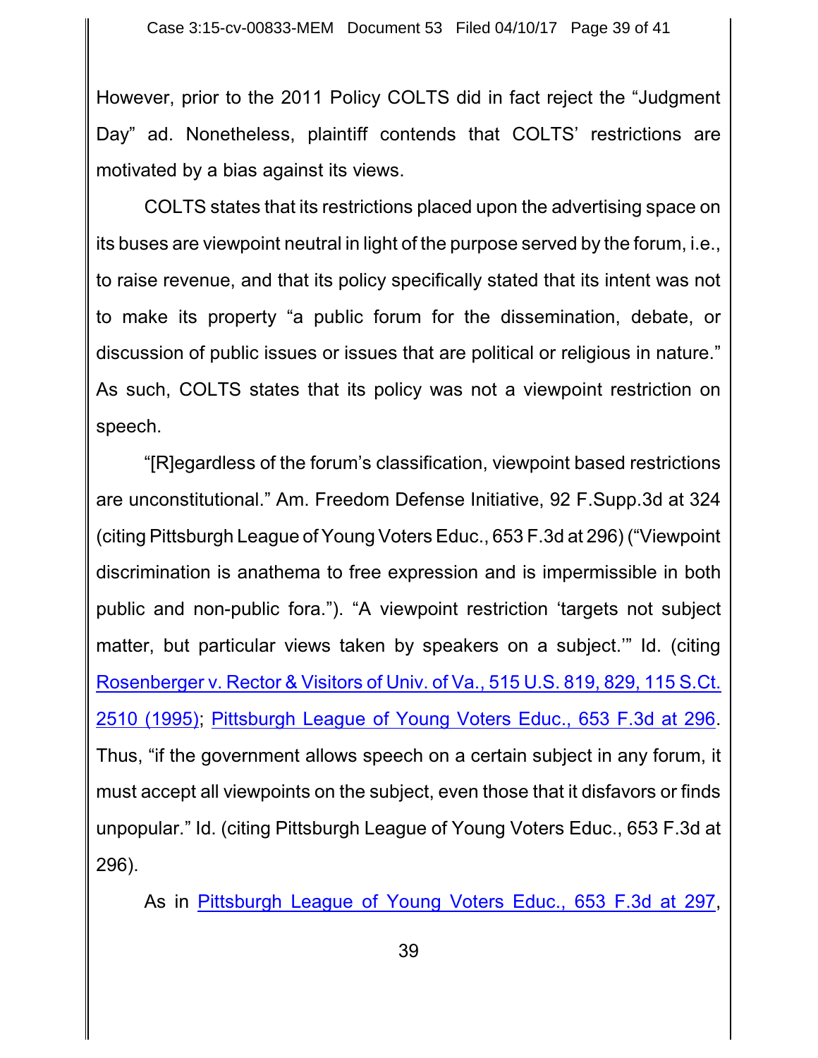However, prior to the 2011 Policy COLTS did in fact reject the "Judgment Day" ad. Nonetheless, plaintiff contends that COLTS' restrictions are motivated by a bias against its views.

COLTS states that its restrictions placed upon the advertising space on its buses are viewpoint neutral in light of the purpose served by the forum, i.e., to raise revenue, and that its policy specifically stated that its intent was not to make its property "a public forum for the dissemination, debate, or discussion of public issues or issues that are political or religious in nature." As such, COLTS states that its policy was not a viewpoint restriction on speech.

"[R]egardless of the forum's classification, viewpoint based restrictions are unconstitutional." Am. Freedom Defense Initiative, 92 F.Supp.3d at 324 (citing Pittsburgh League of Young Voters Educ., 653 F.3d at 296) ("Viewpoint discrimination is anathema to free expression and is impermissible in both public and non-public fora."). "A viewpoint restriction 'targets not subject matter, but particular views taken by speakers on a subject.'" Id. (citing Rosenberger v. Rector & Visitors of Univ. of Va., 515 U.S. 819, 829, 115 S.Ct. 2510 (1995); Pittsburgh League of Young Voters Educ., 653 F.3d at 296. Thus, "if the government allows speech on a certain subject in any forum, it must accept all viewpoints on the subject, even those that it disfavors or finds unpopular." Id. (citing Pittsburgh League of Young Voters Educ., 653 F.3d at 296).

As in Pittsburgh League of Young Voters Educ., 653 F.3d at 297,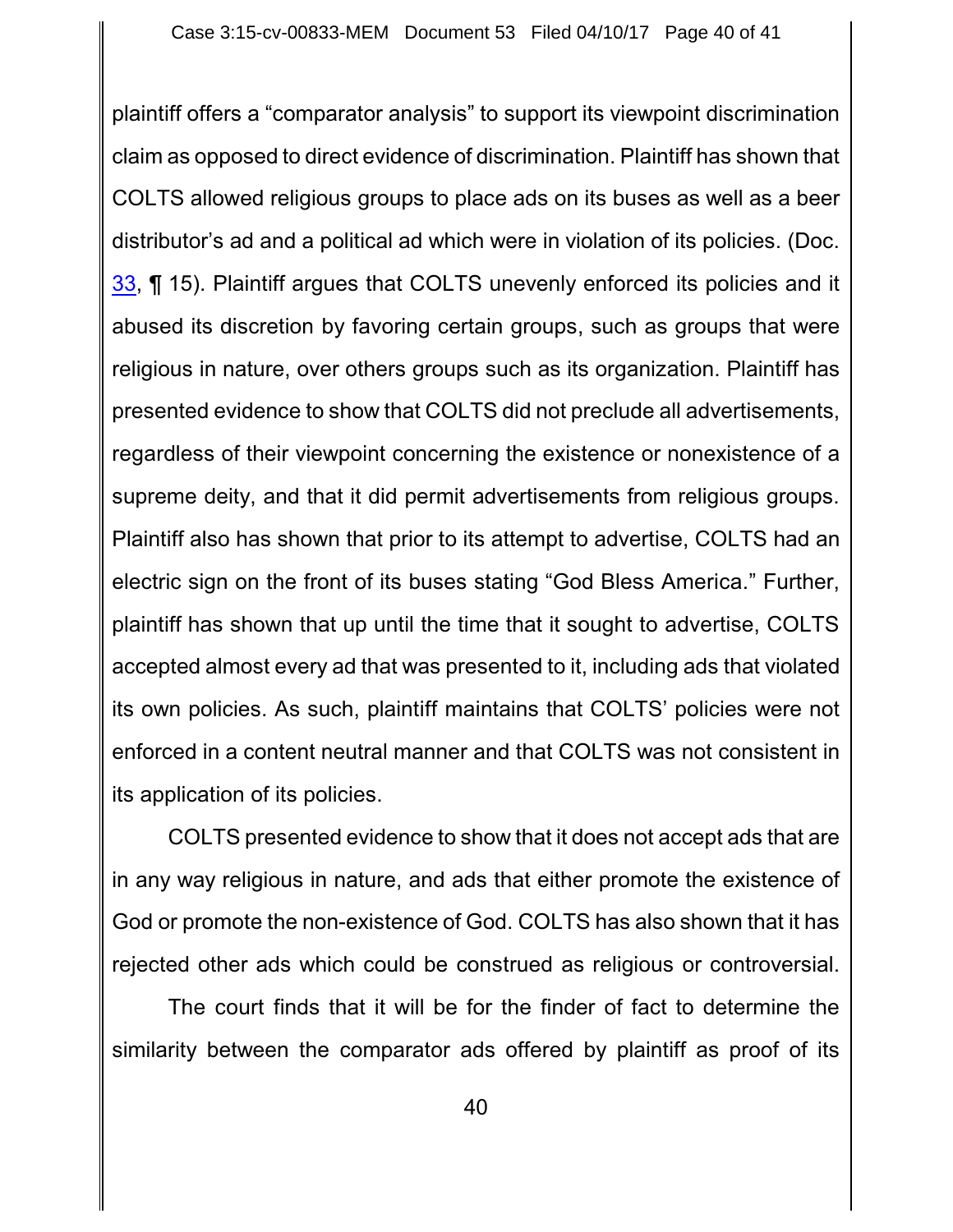plaintiff offers a "comparator analysis" to support its viewpoint discrimination claim as opposed to direct evidence of discrimination. Plaintiff has shown that COLTS allowed religious groups to place ads on its buses as well as a beer distributor's ad and a political ad which were in violation of its policies. (Doc. 33, ¶ 15). Plaintiff argues that COLTS unevenly enforced its policies and it abused its discretion by favoring certain groups, such as groups that were religious in nature, over others groups such as its organization. Plaintiff has presented evidence to show that COLTS did not preclude all advertisements, regardless of their viewpoint concerning the existence or nonexistence of a supreme deity, and that it did permit advertisements from religious groups. Plaintiff also has shown that prior to its attempt to advertise, COLTS had an electric sign on the front of its buses stating "God Bless America." Further, plaintiff has shown that up until the time that it sought to advertise, COLTS accepted almost every ad that was presented to it, including ads that violated its own policies. As such, plaintiff maintains that COLTS' policies were not enforced in a content neutral manner and that COLTS was not consistent in its application of its policies.

COLTS presented evidence to show that it does not accept ads that are in any way religious in nature, and ads that either promote the existence of God or promote the non-existence of God. COLTS has also shown that it has rejected other ads which could be construed as religious or controversial.

The court finds that it will be for the finder of fact to determine the similarity between the comparator ads offered by plaintiff as proof of its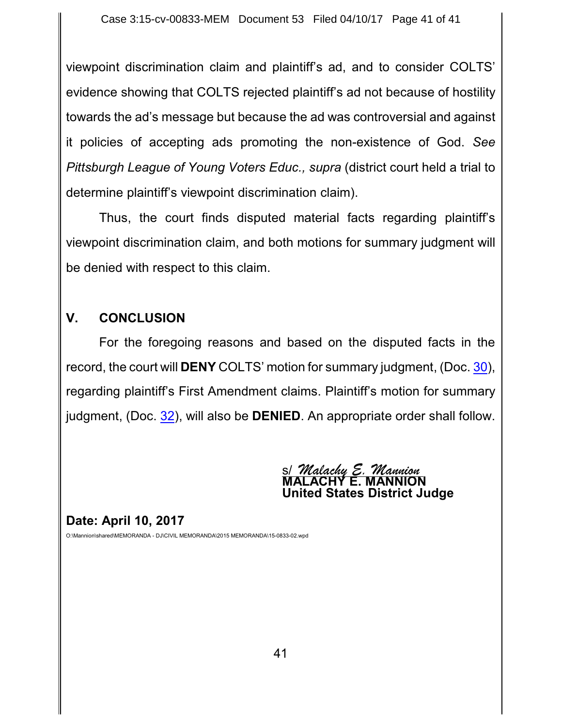viewpoint discrimination claim and plaintiff's ad, and to consider COLTS' evidence showing that COLTS rejected plaintiff's ad not because of hostility towards the ad's message but because the ad was controversial and against it policies of accepting ads promoting the non-existence of God. *See Pittsburgh League of Young Voters Educ., supra* (district court held a trial to determine plaintiff's viewpoint discrimination claim).

Thus, the court finds disputed material facts regarding plaintiff's viewpoint discrimination claim, and both motions for summary judgment will be denied with respect to this claim.

## V. CONCLUSION

For the foregoing reasons and based on the disputed facts in the record, the court will **DENY** COLTS' motion for summary judgment, (Doc. 30), regarding plaintiff's First Amendment claims. Plaintiff's motion for summary judgment, (Doc. 32), will also be **DENIED**. An appropriate order shall follow.

s/ *Malachy E. Mannion*
**MALACHY E. MANNION**
**United States District Judge**

**Date: April 10, 2017**

O:\Mannion\shared\MEMORANDA - DJ\CIVIL MEMORANDA\2015 MEMORANDA\15-0833-02.wpd